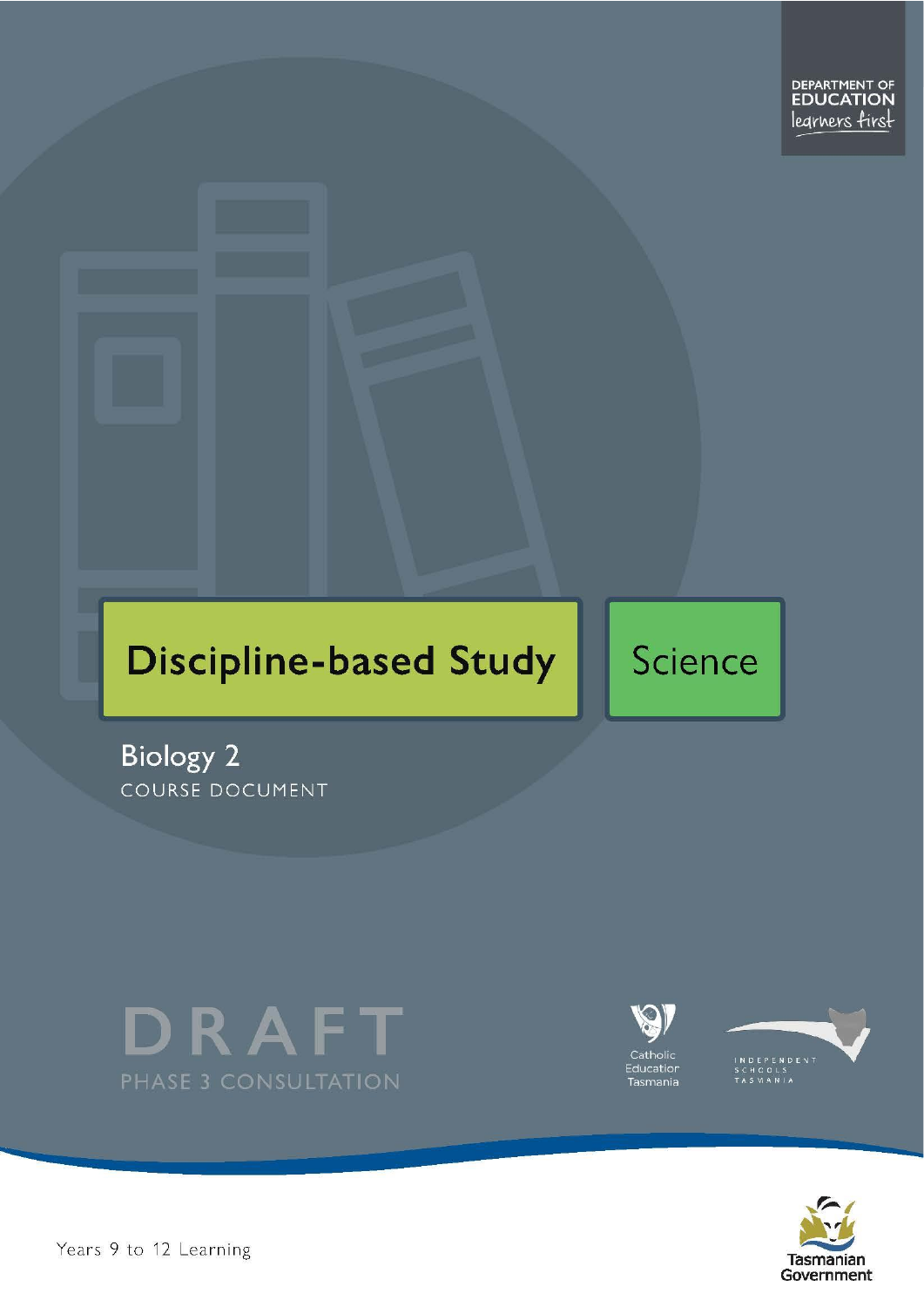DEPARTMENT OF EDUCATION
learners first

# Discipline-based Study

# Science

## Biology 2

COURSE DOCUMENT

DRAFT

PHASE 3 CONSULTATION

Catholic Education Tasmania

INDEPENDENT SCHOOLS TASMANIA

Years 9 to 12 Learning

Tasmanian Government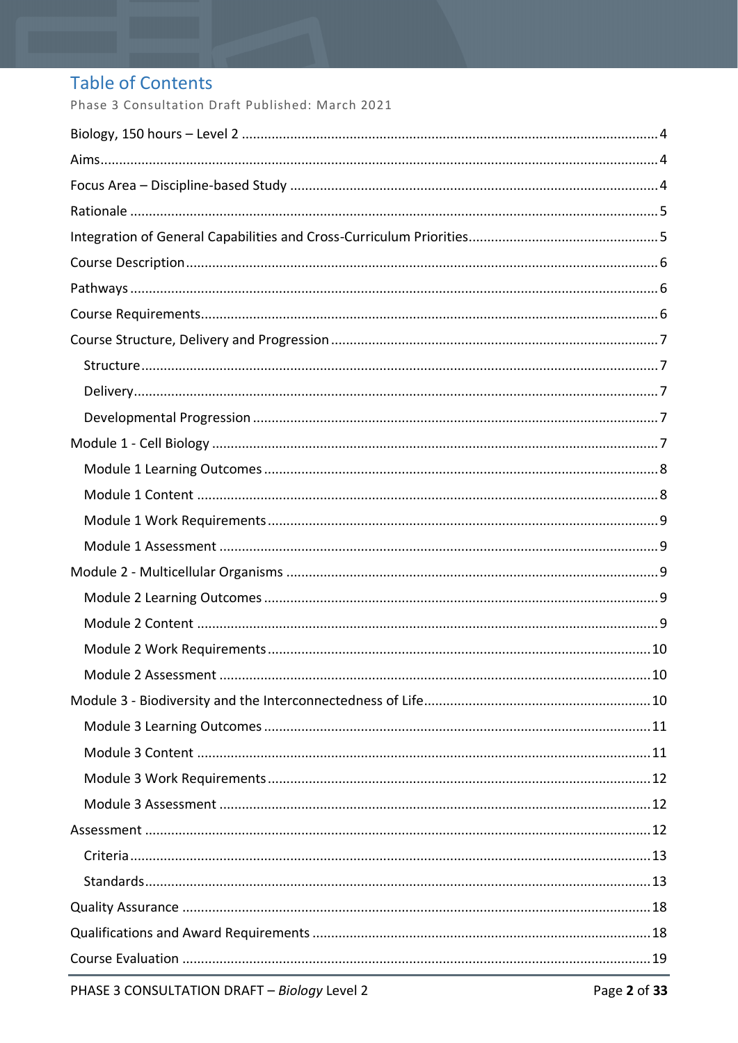## Table of Contents

Phase 3 Consultation Draft Published: March 2021

- Biology, 150 hours – Level 2 ........ 4
- Aims ........ 4
- Focus Area – Discipline-based Study ........ 4
- Rationale ........ 5
- Integration of General Capabilities and Cross-Curriculum Priorities ........ 5
- Course Description ........ 6
- Pathways ........ 6
- Course Requirements ........ 6
- Course Structure, Delivery and Progression ........ 7
  - Structure ........ 7
  - Delivery ........ 7
  - Developmental Progression ........ 7
- Module 1 - Cell Biology ........ 7
  - Module 1 Learning Outcomes ........ 8
  - Module 1 Content ........ 8
  - Module 1 Work Requirements ........ 9
  - Module 1 Assessment ........ 9
- Module 2 - Multicellular Organisms ........ 9
  - Module 2 Learning Outcomes ........ 9
  - Module 2 Content ........ 9
  - Module 2 Work Requirements ........ 10
  - Module 2 Assessment ........ 10
- Module 3 - Biodiversity and the Interconnectedness of Life ........ 10
  - Module 3 Learning Outcomes ........ 11
  - Module 3 Content ........ 11
  - Module 3 Work Requirements ........ 12
  - Module 3 Assessment ........ 12
- Assessment ........ 12
  - Criteria ........ 13
  - Standards ........ 13
- Quality Assurance ........ 18
- Qualifications and Award Requirements ........ 18
- Course Evaluation ........ 19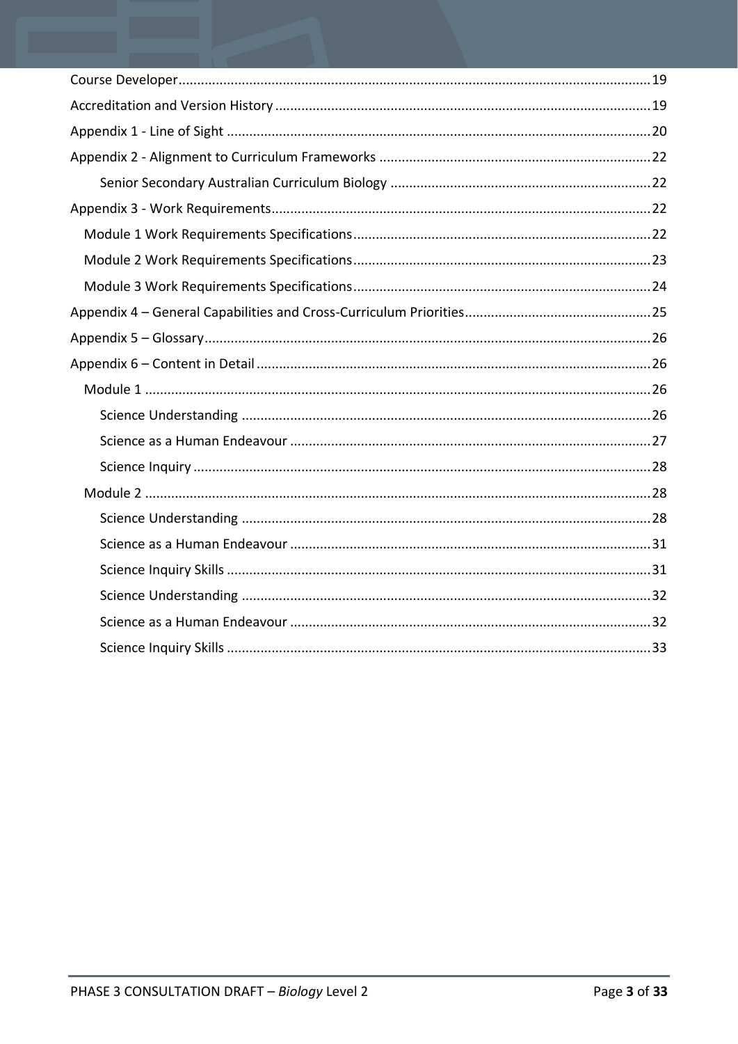Course Developer ..... 19

Accreditation and Version History ..... 19

Appendix 1 - Line of Sight ..... 20

Appendix 2 - Alignment to Curriculum Frameworks ..... 22

- Senior Secondary Australian Curriculum Biology ..... 22

Appendix 3 - Work Requirements ..... 22

- Module 1 Work Requirements Specifications ..... 22
- Module 2 Work Requirements Specifications ..... 23
- Module 3 Work Requirements Specifications ..... 24

Appendix 4 – General Capabilities and Cross-Curriculum Priorities ..... 25

Appendix 5 – Glossary ..... 26

Appendix 6 – Content in Detail ..... 26

- Module 1 ..... 26
  - Science Understanding ..... 26
  - Science as a Human Endeavour ..... 27
  - Science Inquiry ..... 28
- Module 2 ..... 28
  - Science Understanding ..... 28
  - Science as a Human Endeavour ..... 31
  - Science Inquiry Skills ..... 31
  - Science Understanding ..... 32
  - Science as a Human Endeavour ..... 32
  - Science Inquiry Skills ..... 33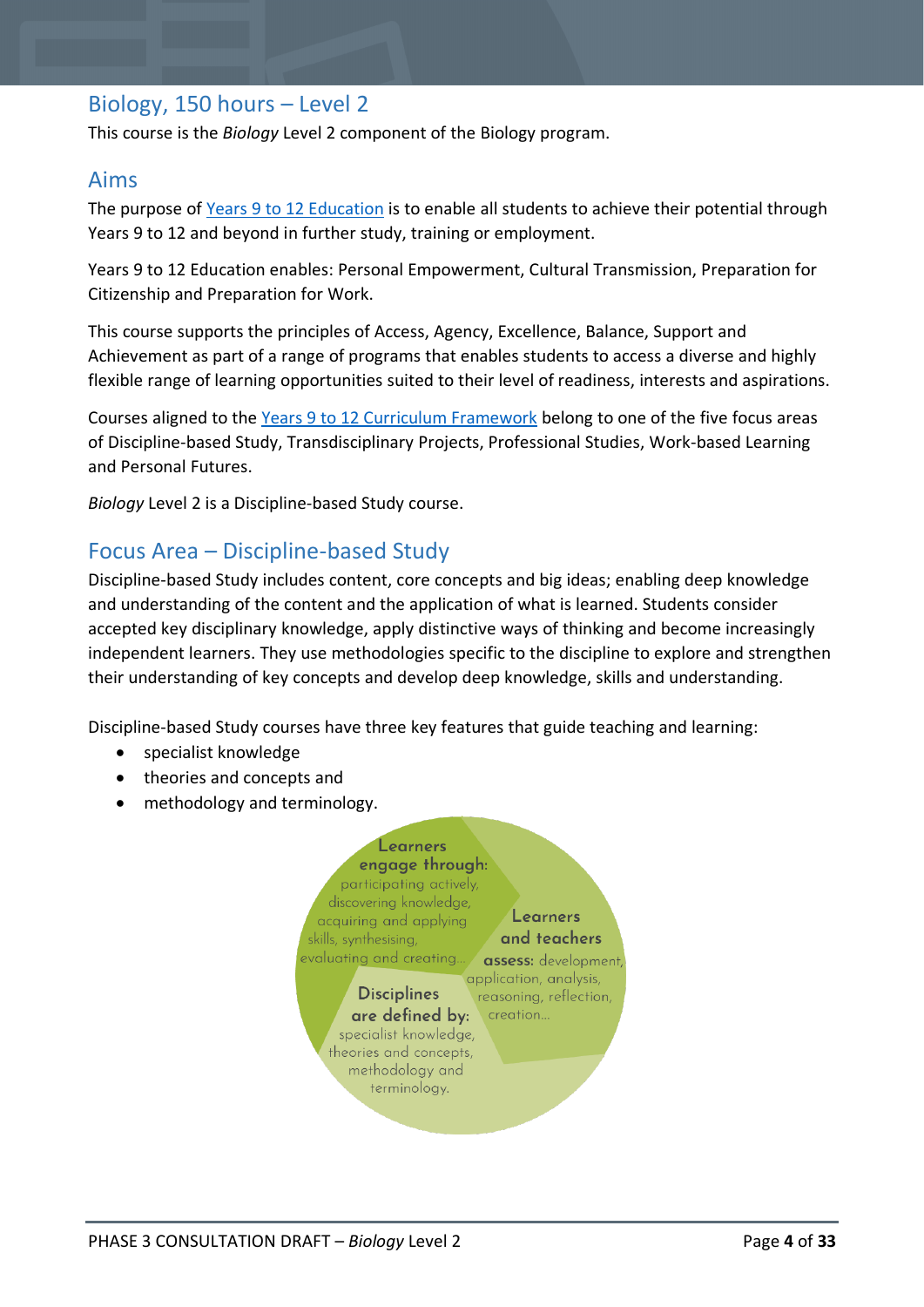## Biology, 150 hours – Level 2

This course is the *Biology* Level 2 component of the Biology program.

## Aims

The purpose of Years 9 to 12 Education is to enable all students to achieve their potential through Years 9 to 12 and beyond in further study, training or employment.

Years 9 to 12 Education enables: Personal Empowerment, Cultural Transmission, Preparation for Citizenship and Preparation for Work.

This course supports the principles of Access, Agency, Excellence, Balance, Support and Achievement as part of a range of programs that enables students to access a diverse and highly flexible range of learning opportunities suited to their level of readiness, interests and aspirations.

Courses aligned to the Years 9 to 12 Curriculum Framework belong to one of the five focus areas of Discipline-based Study, Transdisciplinary Projects, Professional Studies, Work-based Learning and Personal Futures.

*Biology* Level 2 is a Discipline-based Study course.

## Focus Area – Discipline-based Study

Discipline-based Study includes content, core concepts and big ideas; enabling deep knowledge and understanding of the content and the application of what is learned. Students consider accepted key disciplinary knowledge, apply distinctive ways of thinking and become increasingly independent learners. They use methodologies specific to the discipline to explore and strengthen their understanding of key concepts and develop deep knowledge, skills and understanding.

Discipline-based Study courses have three key features that guide teaching and learning:

- specialist knowledge
- theories and concepts and
- methodology and terminology.

**Learners engage through:** participating actively, discovering knowledge, acquiring and applying skills, synthesising, evaluating and creating…

**Learners and teachers assess:** development, application, analysis, reasoning, reflection, creation…

**Disciplines are defined by:** specialist knowledge, theories and concepts, methodology and terminology.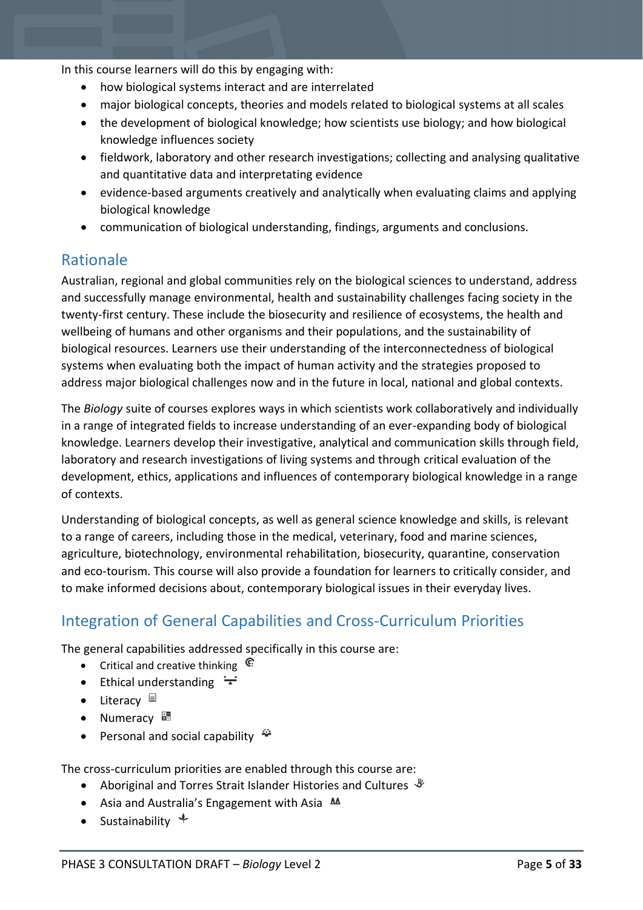In this course learners will do this by engaging with:

- how biological systems interact and are interrelated
- major biological concepts, theories and models related to biological systems at all scales
- the development of biological knowledge; how scientists use biology; and how biological knowledge influences society
- fieldwork, laboratory and other research investigations; collecting and analysing qualitative and quantitative data and interpreting evidence
- evidence-based arguments creatively and analytically when evaluating claims and applying biological knowledge
- communication of biological understanding, findings, arguments and conclusions.

## Rationale

Australian, regional and global communities rely on the biological sciences to understand, address and successfully manage environmental, health and sustainability challenges facing society in the twenty-first century. These include the biosecurity and resilience of ecosystems, the health and wellbeing of humans and other organisms and their populations, and the sustainability of biological resources. Learners use their understanding of the interconnectedness of biological systems when evaluating both the impact of human activity and the strategies proposed to address major biological challenges now and in the future in local, national and global contexts.

The *Biology* suite of courses explores ways in which scientists work collaboratively and individually in a range of integrated fields to increase understanding of an ever-expanding body of biological knowledge. Learners develop their investigative, analytical and communication skills through field, laboratory and research investigations of living systems and through critical evaluation of the development, ethics, applications and influences of contemporary biological knowledge in a range of contexts.

Understanding of biological concepts, as well as general science knowledge and skills, is relevant to a range of careers, including those in the medical, veterinary, food and marine sciences, agriculture, biotechnology, environmental rehabilitation, biosecurity, quarantine, conservation and eco-tourism. This course will also provide a foundation for learners to critically consider, and to make informed decisions about, contemporary biological issues in their everyday lives.

## Integration of General Capabilities and Cross-Curriculum Priorities

The general capabilities addressed specifically in this course are:

- Critical and creative thinking
- Ethical understanding
- Literacy
- Numeracy
- Personal and social capability

The cross-curriculum priorities are enabled through this course are:

- Aboriginal and Torres Strait Islander Histories and Cultures
- Asia and Australia's Engagement with Asia
- Sustainability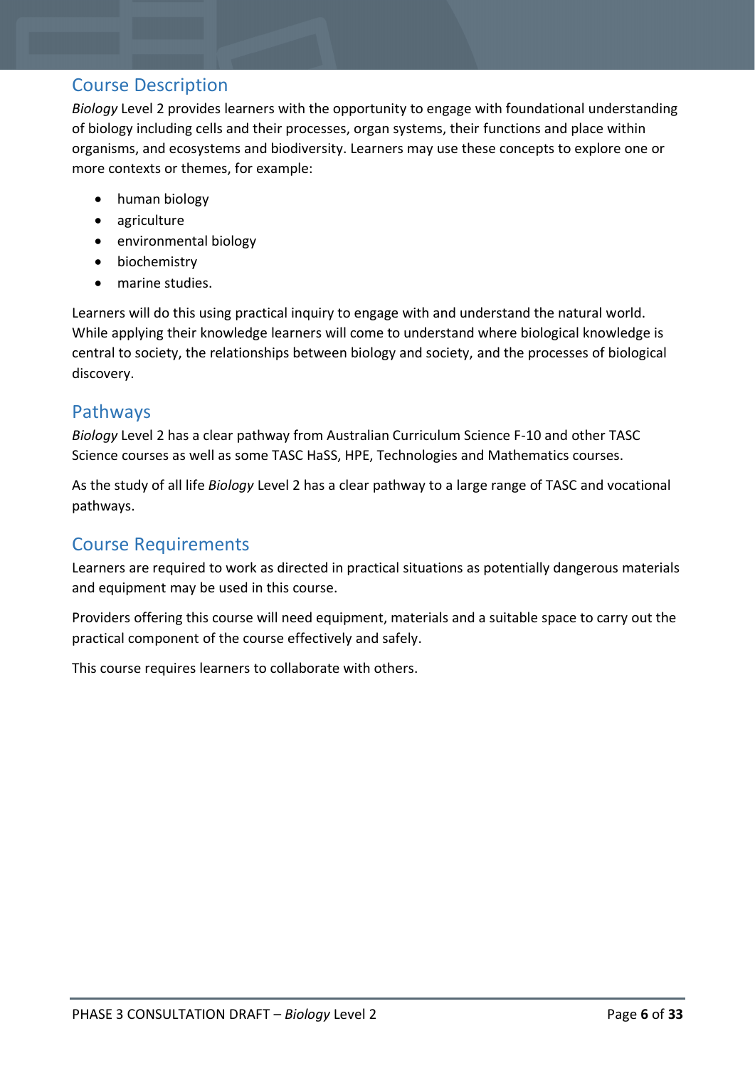## Course Description

*Biology* Level 2 provides learners with the opportunity to engage with foundational understanding of biology including cells and their processes, organ systems, their functions and place within organisms, and ecosystems and biodiversity. Learners may use these concepts to explore one or more contexts or themes, for example:

- human biology
- agriculture
- environmental biology
- biochemistry
- marine studies.

Learners will do this using practical inquiry to engage with and understand the natural world. While applying their knowledge learners will come to understand where biological knowledge is central to society, the relationships between biology and society, and the processes of biological discovery.

## Pathways

*Biology* Level 2 has a clear pathway from Australian Curriculum Science F-10 and other TASC Science courses as well as some TASC HaSS, HPE, Technologies and Mathematics courses.

As the study of all life *Biology* Level 2 has a clear pathway to a large range of TASC and vocational pathways.

## Course Requirements

Learners are required to work as directed in practical situations as potentially dangerous materials and equipment may be used in this course.

Providers offering this course will need equipment, materials and a suitable space to carry out the practical component of the course effectively and safely.

This course requires learners to collaborate with others.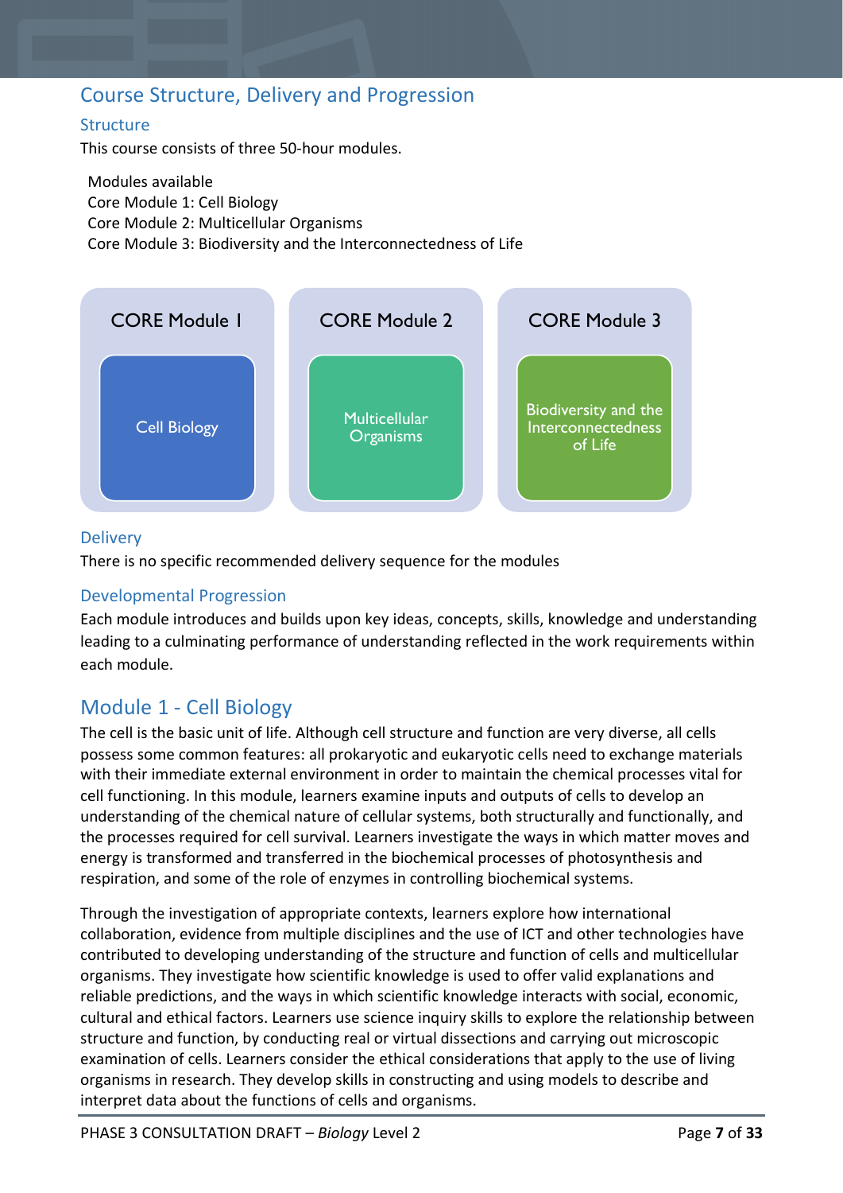## Course Structure, Delivery and Progression

### Structure

This course consists of three 50-hour modules.

Modules available
Core Module 1: Cell Biology
Core Module 2: Multicellular Organisms
Core Module 3: Biodiversity and the Interconnectedness of Life

| CORE Module 1 | CORE Module 2 | CORE Module 3 |
|---|---|---|
| Cell Biology | Multicellular Organisms | Biodiversity and the Interconnectedness of Life |

### Delivery

There is no specific recommended delivery sequence for the modules

### Developmental Progression

Each module introduces and builds upon key ideas, concepts, skills, knowledge and understanding leading to a culminating performance of understanding reflected in the work requirements within each module.

## Module 1 - Cell Biology

The cell is the basic unit of life. Although cell structure and function are very diverse, all cells possess some common features: all prokaryotic and eukaryotic cells need to exchange materials with their immediate external environment in order to maintain the chemical processes vital for cell functioning. In this module, learners examine inputs and outputs of cells to develop an understanding of the chemical nature of cellular systems, both structurally and functionally, and the processes required for cell survival. Learners investigate the ways in which matter moves and energy is transformed and transferred in the biochemical processes of photosynthesis and respiration, and some of the role of enzymes in controlling biochemical systems.

Through the investigation of appropriate contexts, learners explore how international collaboration, evidence from multiple disciplines and the use of ICT and other technologies have contributed to developing understanding of the structure and function of cells and multicellular organisms. They investigate how scientific knowledge is used to offer valid explanations and reliable predictions, and the ways in which scientific knowledge interacts with social, economic, cultural and ethical factors. Learners use science inquiry skills to explore the relationship between structure and function, by conducting real or virtual dissections and carrying out microscopic examination of cells. Learners consider the ethical considerations that apply to the use of living organisms in research. They develop skills in constructing and using models to describe and interpret data about the functions of cells and organisms.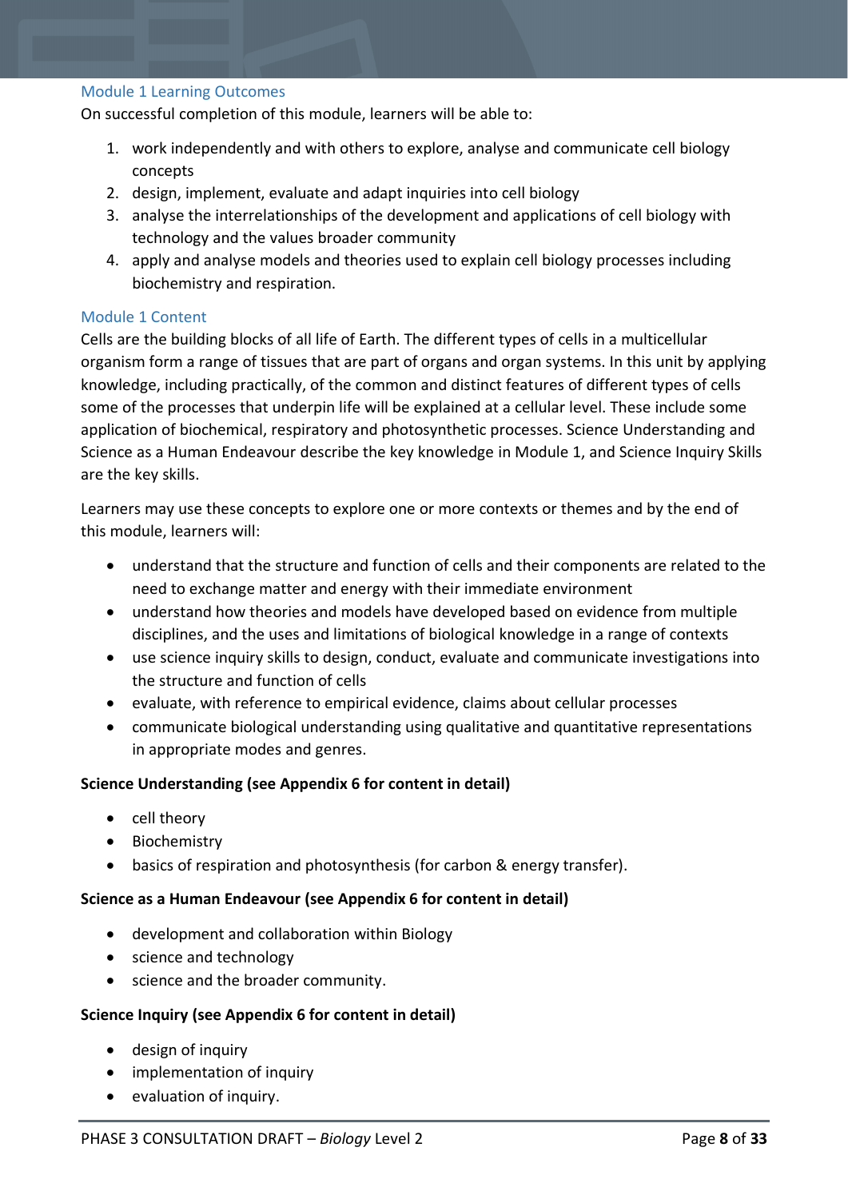## Module 1 Learning Outcomes

On successful completion of this module, learners will be able to:

1. work independently and with others to explore, analyse and communicate cell biology concepts
2. design, implement, evaluate and adapt inquiries into cell biology
3. analyse the interrelationships of the development and applications of cell biology with technology and the values broader community
4. apply and analyse models and theories used to explain cell biology processes including biochemistry and respiration.

## Module 1 Content

Cells are the building blocks of all life of Earth. The different types of cells in a multicellular organism form a range of tissues that are part of organs and organ systems. In this unit by applying knowledge, including practically, of the common and distinct features of different types of cells some of the processes that underpin life will be explained at a cellular level. These include some application of biochemical, respiratory and photosynthetic processes. Science Understanding and Science as a Human Endeavour describe the key knowledge in Module 1, and Science Inquiry Skills are the key skills.

Learners may use these concepts to explore one or more contexts or themes and by the end of this module, learners will:

- understand that the structure and function of cells and their components are related to the need to exchange matter and energy with their immediate environment
- understand how theories and models have developed based on evidence from multiple disciplines, and the uses and limitations of biological knowledge in a range of contexts
- use science inquiry skills to design, conduct, evaluate and communicate investigations into the structure and function of cells
- evaluate, with reference to empirical evidence, claims about cellular processes
- communicate biological understanding using qualitative and quantitative representations in appropriate modes and genres.

**Science Understanding (see Appendix 6 for content in detail)**

- cell theory
- Biochemistry
- basics of respiration and photosynthesis (for carbon & energy transfer).

**Science as a Human Endeavour (see Appendix 6 for content in detail)**

- development and collaboration within Biology
- science and technology
- science and the broader community.

**Science Inquiry (see Appendix 6 for content in detail)**

- design of inquiry
- implementation of inquiry
- evaluation of inquiry.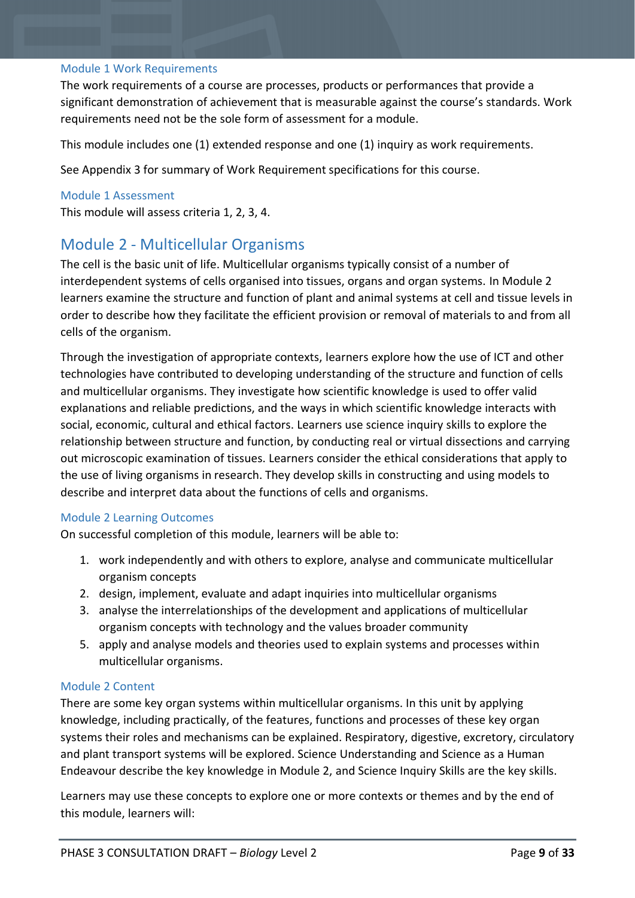### Module 1 Work Requirements

The work requirements of a course are processes, products or performances that provide a significant demonstration of achievement that is measurable against the course's standards. Work requirements need not be the sole form of assessment for a module.

This module includes one (1) extended response and one (1) inquiry as work requirements.

See Appendix 3 for summary of Work Requirement specifications for this course.

### Module 1 Assessment

This module will assess criteria 1, 2, 3, 4.

## Module 2 - Multicellular Organisms

The cell is the basic unit of life. Multicellular organisms typically consist of a number of interdependent systems of cells organised into tissues, organs and organ systems. In Module 2 learners examine the structure and function of plant and animal systems at cell and tissue levels in order to describe how they facilitate the efficient provision or removal of materials to and from all cells of the organism.

Through the investigation of appropriate contexts, learners explore how the use of ICT and other technologies have contributed to developing understanding of the structure and function of cells and multicellular organisms. They investigate how scientific knowledge is used to offer valid explanations and reliable predictions, and the ways in which scientific knowledge interacts with social, economic, cultural and ethical factors. Learners use science inquiry skills to explore the relationship between structure and function, by conducting real or virtual dissections and carrying out microscopic examination of tissues. Learners consider the ethical considerations that apply to the use of living organisms in research. They develop skills in constructing and using models to describe and interpret data about the functions of cells and organisms.

### Module 2 Learning Outcomes

On successful completion of this module, learners will be able to:

1. work independently and with others to explore, analyse and communicate multicellular organism concepts
2. design, implement, evaluate and adapt inquiries into multicellular organisms
3. analyse the interrelationships of the development and applications of multicellular organism concepts with technology and the values broader community
5. apply and analyse models and theories used to explain systems and processes within multicellular organisms.

### Module 2 Content

There are some key organ systems within multicellular organisms. In this unit by applying knowledge, including practically, of the features, functions and processes of these key organ systems their roles and mechanisms can be explained. Respiratory, digestive, excretory, circulatory and plant transport systems will be explored. Science Understanding and Science as a Human Endeavour describe the key knowledge in Module 2, and Science Inquiry Skills are the key skills.

Learners may use these concepts to explore one or more contexts or themes and by the end of this module, learners will: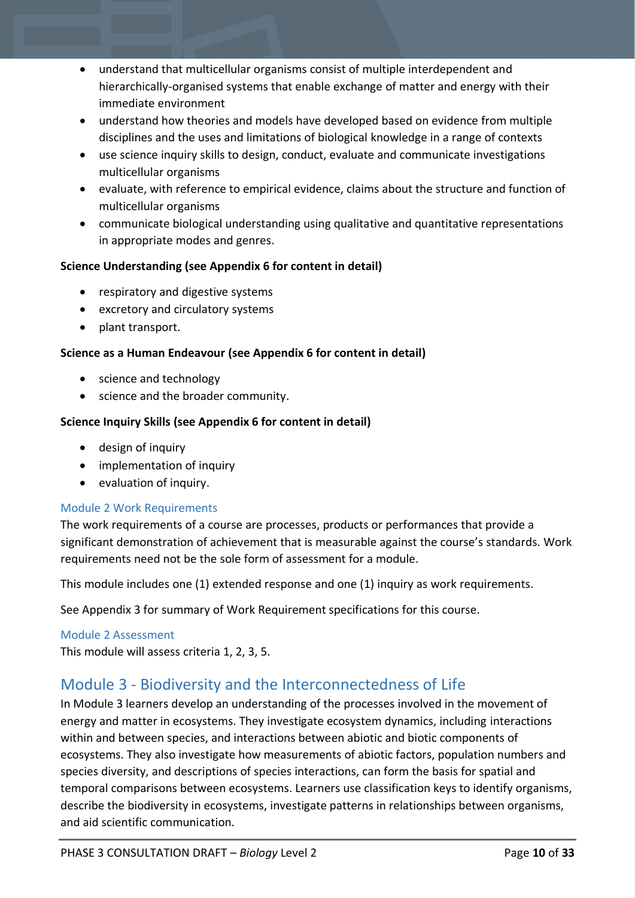- understand that multicellular organisms consist of multiple interdependent and hierarchically-organised systems that enable exchange of matter and energy with their immediate environment
- understand how theories and models have developed based on evidence from multiple disciplines and the uses and limitations of biological knowledge in a range of contexts
- use science inquiry skills to design, conduct, evaluate and communicate investigations multicellular organisms
- evaluate, with reference to empirical evidence, claims about the structure and function of multicellular organisms
- communicate biological understanding using qualitative and quantitative representations in appropriate modes and genres.

**Science Understanding (see Appendix 6 for content in detail)**

- respiratory and digestive systems
- excretory and circulatory systems
- plant transport.

**Science as a Human Endeavour (see Appendix 6 for content in detail)**

- science and technology
- science and the broader community.

**Science Inquiry Skills (see Appendix 6 for content in detail)**

- design of inquiry
- implementation of inquiry
- evaluation of inquiry.

### Module 2 Work Requirements

The work requirements of a course are processes, products or performances that provide a significant demonstration of achievement that is measurable against the course's standards. Work requirements need not be the sole form of assessment for a module.

This module includes one (1) extended response and one (1) inquiry as work requirements.

See Appendix 3 for summary of Work Requirement specifications for this course.

### Module 2 Assessment

This module will assess criteria 1, 2, 3, 5.

## Module 3 - Biodiversity and the Interconnectedness of Life

In Module 3 learners develop an understanding of the processes involved in the movement of energy and matter in ecosystems. They investigate ecosystem dynamics, including interactions within and between species, and interactions between abiotic and biotic components of ecosystems. They also investigate how measurements of abiotic factors, population numbers and species diversity, and descriptions of species interactions, can form the basis for spatial and temporal comparisons between ecosystems. Learners use classification keys to identify organisms, describe the biodiversity in ecosystems, investigate patterns in relationships between organisms, and aid scientific communication.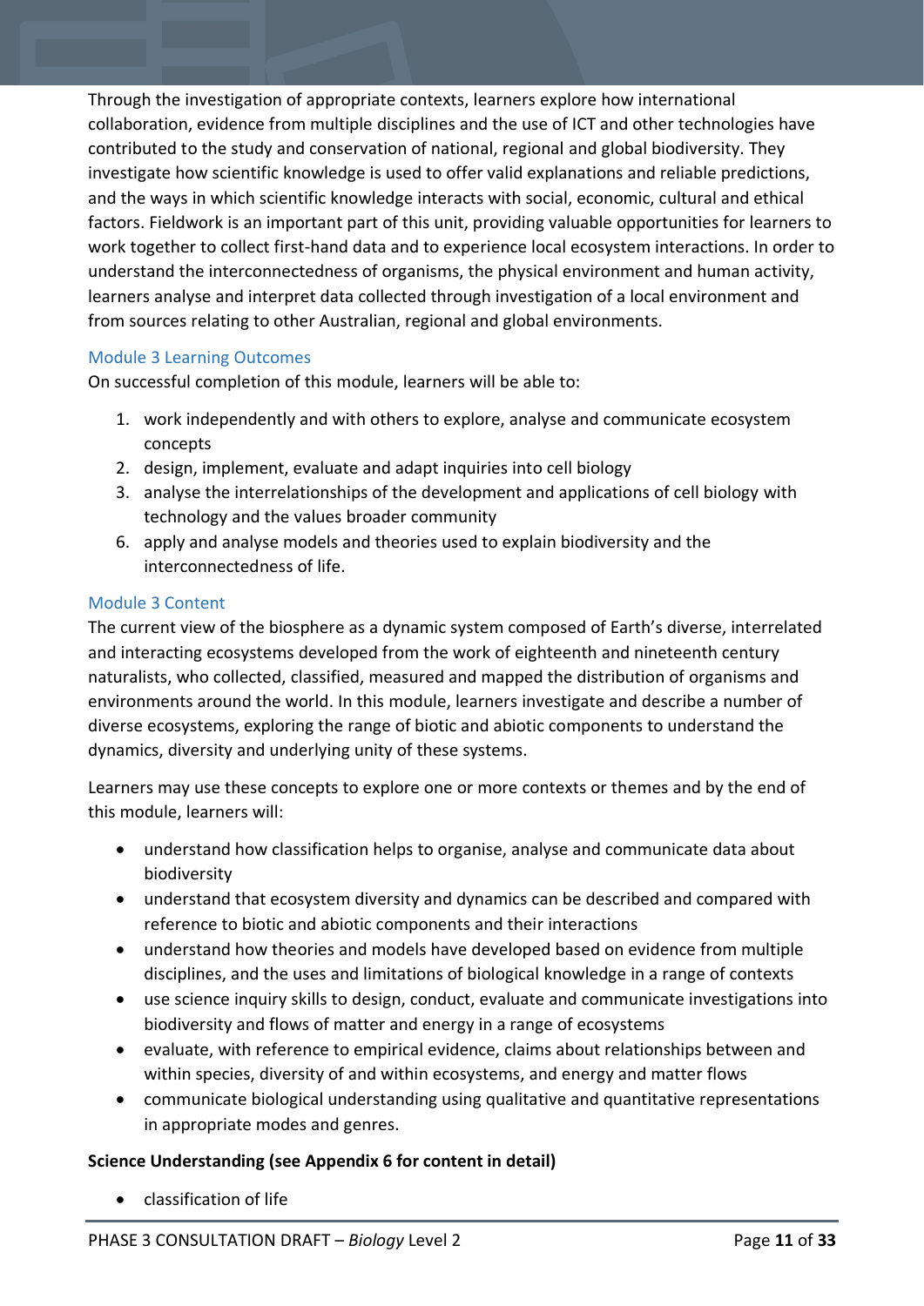Through the investigation of appropriate contexts, learners explore how international collaboration, evidence from multiple disciplines and the use of ICT and other technologies have contributed to the study and conservation of national, regional and global biodiversity. They investigate how scientific knowledge is used to offer valid explanations and reliable predictions, and the ways in which scientific knowledge interacts with social, economic, cultural and ethical factors. Fieldwork is an important part of this unit, providing valuable opportunities for learners to work together to collect first-hand data and to experience local ecosystem interactions. In order to understand the interconnectedness of organisms, the physical environment and human activity, learners analyse and interpret data collected through investigation of a local environment and from sources relating to other Australian, regional and global environments.

### Module 3 Learning Outcomes

On successful completion of this module, learners will be able to:

1. work independently and with others to explore, analyse and communicate ecosystem concepts
2. design, implement, evaluate and adapt inquiries into cell biology
3. analyse the interrelationships of the development and applications of cell biology with technology and the values broader community
6. apply and analyse models and theories used to explain biodiversity and the interconnectedness of life.

### Module 3 Content

The current view of the biosphere as a dynamic system composed of Earth's diverse, interrelated and interacting ecosystems developed from the work of eighteenth and nineteenth century naturalists, who collected, classified, measured and mapped the distribution of organisms and environments around the world. In this module, learners investigate and describe a number of diverse ecosystems, exploring the range of biotic and abiotic components to understand the dynamics, diversity and underlying unity of these systems.

Learners may use these concepts to explore one or more contexts or themes and by the end of this module, learners will:

- understand how classification helps to organise, analyse and communicate data about biodiversity
- understand that ecosystem diversity and dynamics can be described and compared with reference to biotic and abiotic components and their interactions
- understand how theories and models have developed based on evidence from multiple disciplines, and the uses and limitations of biological knowledge in a range of contexts
- use science inquiry skills to design, conduct, evaluate and communicate investigations into biodiversity and flows of matter and energy in a range of ecosystems
- evaluate, with reference to empirical evidence, claims about relationships between and within species, diversity of and within ecosystems, and energy and matter flows
- communicate biological understanding using qualitative and quantitative representations in appropriate modes and genres.

**Science Understanding (see Appendix 6 for content in detail)**

- classification of life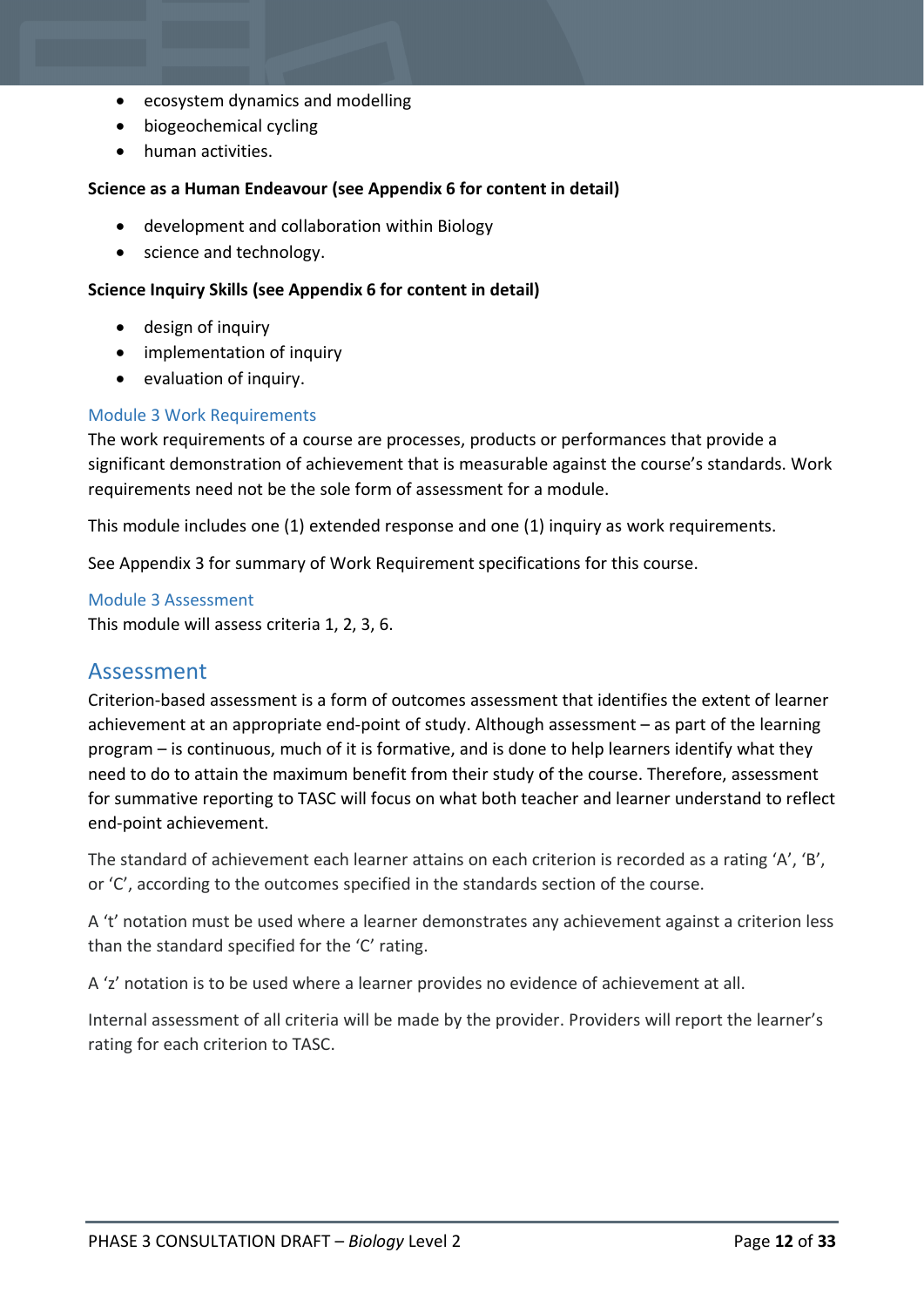- ecosystem dynamics and modelling
- biogeochemical cycling
- human activities.

**Science as a Human Endeavour (see Appendix 6 for content in detail)**

- development and collaboration within Biology
- science and technology.

**Science Inquiry Skills (see Appendix 6 for content in detail)**

- design of inquiry
- implementation of inquiry
- evaluation of inquiry.

### Module 3 Work Requirements

The work requirements of a course are processes, products or performances that provide a significant demonstration of achievement that is measurable against the course's standards. Work requirements need not be the sole form of assessment for a module.

This module includes one (1) extended response and one (1) inquiry as work requirements.

See Appendix 3 for summary of Work Requirement specifications for this course.

### Module 3 Assessment

This module will assess criteria 1, 2, 3, 6.

## Assessment

Criterion-based assessment is a form of outcomes assessment that identifies the extent of learner achievement at an appropriate end-point of study. Although assessment – as part of the learning program – is continuous, much of it is formative, and is done to help learners identify what they need to do to attain the maximum benefit from their study of the course. Therefore, assessment for summative reporting to TASC will focus on what both teacher and learner understand to reflect end-point achievement.

The standard of achievement each learner attains on each criterion is recorded as a rating 'A', 'B', or 'C', according to the outcomes specified in the standards section of the course.

A 't' notation must be used where a learner demonstrates any achievement against a criterion less than the standard specified for the 'C' rating.

A 'z' notation is to be used where a learner provides no evidence of achievement at all.

Internal assessment of all criteria will be made by the provider. Providers will report the learner's rating for each criterion to TASC.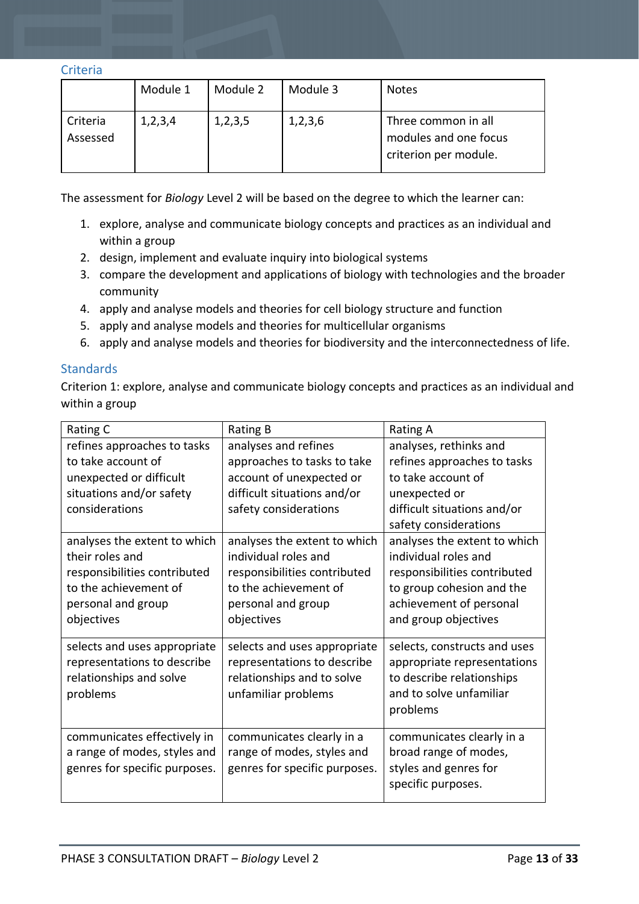## Criteria

| | Module 1 | Module 2 | Module 3 | Notes |
|---|---|---|---|---|
| Criteria Assessed | 1,2,3,4 | 1,2,3,5 | 1,2,3,6 | Three common in all modules and one focus criterion per module. |

The assessment for *Biology* Level 2 will be based on the degree to which the learner can:

1. explore, analyse and communicate biology concepts and practices as an individual and within a group
2. design, implement and evaluate inquiry into biological systems
3. compare the development and applications of biology with technologies and the broader community
4. apply and analyse models and theories for cell biology structure and function
5. apply and analyse models and theories for multicellular organisms
6. apply and analyse models and theories for biodiversity and the interconnectedness of life.

## Standards

Criterion 1: explore, analyse and communicate biology concepts and practices as an individual and within a group

| Rating C | Rating B | Rating A |
|---|---|---|
| refines approaches to tasks to take account of unexpected or difficult situations and/or safety considerations | analyses and refines approaches to tasks to take account of unexpected or difficult situations and/or safety considerations | analyses, rethinks and refines approaches to tasks to take account of unexpected or difficult situations and/or safety considerations |
| analyses the extent to which their roles and responsibilities contributed to the achievement of personal and group objectives | analyses the extent to which individual roles and responsibilities contributed to the achievement of personal and group objectives | analyses the extent to which individual roles and responsibilities contributed to group cohesion and the achievement of personal and group objectives |
| selects and uses appropriate representations to describe relationships and solve problems | selects and uses appropriate representations to describe relationships and to solve unfamiliar problems | selects, constructs and uses appropriate representations to describe relationships and to solve unfamiliar problems |
| communicates effectively in a range of modes, styles and genres for specific purposes. | communicates clearly in a range of modes, styles and genres for specific purposes. | communicates clearly in a broad range of modes, styles and genres for specific purposes. |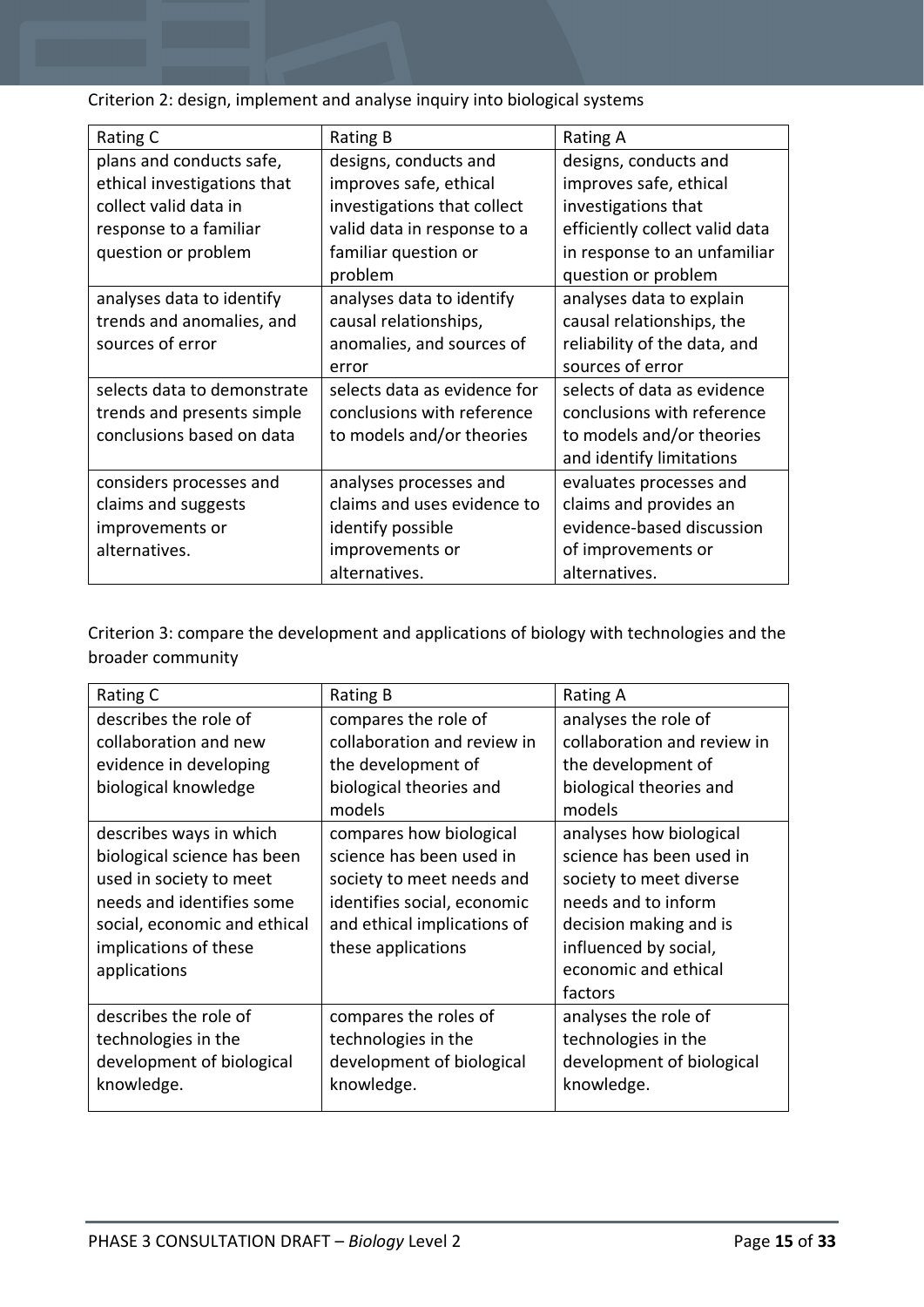Criterion 2: design, implement and analyse inquiry into biological systems

| Rating C | Rating B | Rating A |
|---|---|---|
| plans and conducts safe, ethical investigations that collect valid data in response to a familiar question or problem | designs, conducts and improves safe, ethical investigations that collect valid data in response to a familiar question or problem | designs, conducts and improves safe, ethical investigations that efficiently collect valid data in response to an unfamiliar question or problem |
| analyses data to identify trends and anomalies, and sources of error | analyses data to identify causal relationships, anomalies, and sources of error | analyses data to explain causal relationships, the reliability of the data, and sources of error |
| selects data to demonstrate trends and presents simple conclusions based on data | selects data as evidence for conclusions with reference to models and/or theories | selects of data as evidence conclusions with reference to models and/or theories and identify limitations |
| considers processes and claims and suggests improvements or alternatives. | analyses processes and claims and uses evidence to identify possible improvements or alternatives. | evaluates processes and claims and provides an evidence-based discussion of improvements or alternatives. |

Criterion 3: compare the development and applications of biology with technologies and the broader community

| Rating C | Rating B | Rating A |
|---|---|---|
| describes the role of collaboration and new evidence in developing biological knowledge | compares the role of collaboration and review in the development of biological theories and models | analyses the role of collaboration and review in the development of biological theories and models |
| describes ways in which biological science has been used in society to meet needs and identifies some social, economic and ethical implications of these applications | compares how biological science has been used in society to meet needs and identifies social, economic and ethical implications of these applications | analyses how biological science has been used in society to meet diverse needs and to inform decision making and is influenced by social, economic and ethical factors |
| describes the role of technologies in the development of biological knowledge. | compares the roles of technologies in the development of biological knowledge. | analyses the role of technologies in the development of biological knowledge. |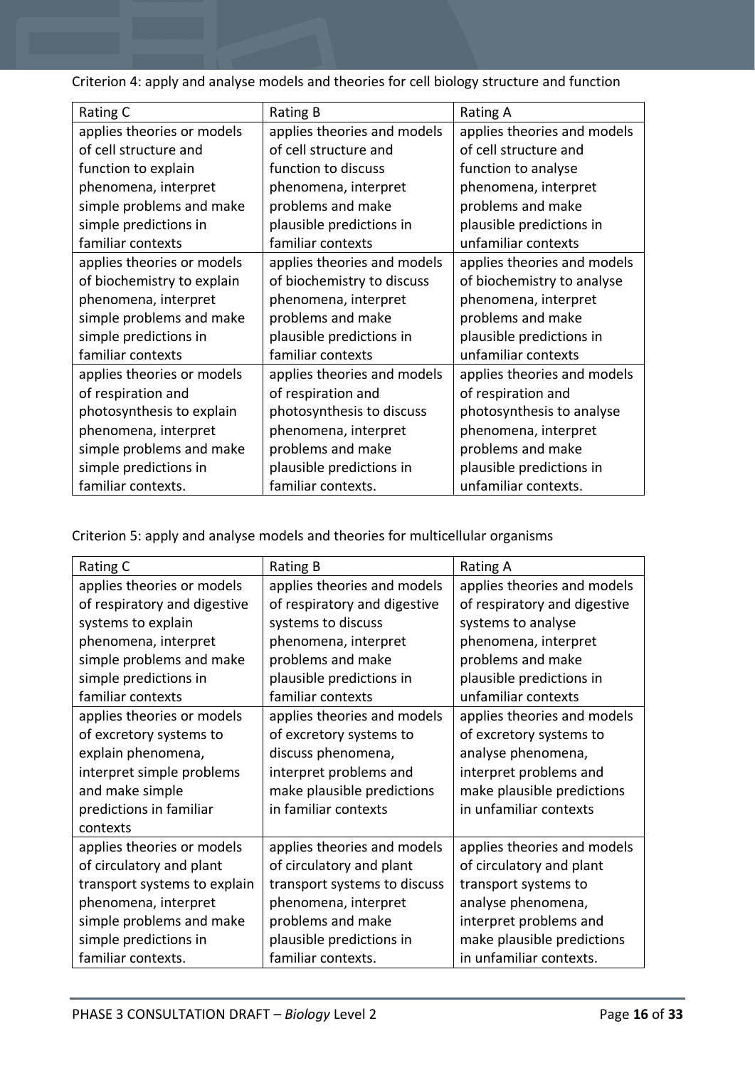Criterion 4: apply and analyse models and theories for cell biology structure and function

| Rating C | Rating B | Rating A |
| --- | --- | --- |
| applies theories or models of cell structure and function to explain phenomena, interpret simple problems and make simple predictions in familiar contexts | applies theories and models of cell structure and function to discuss phenomena, interpret problems and make plausible predictions in familiar contexts | applies theories and models of cell structure and function to analyse phenomena, interpret problems and make plausible predictions in unfamiliar contexts |
| applies theories or models of biochemistry to explain phenomena, interpret simple problems and make simple predictions in familiar contexts | applies theories and models of biochemistry to discuss phenomena, interpret problems and make plausible predictions in familiar contexts | applies theories and models of biochemistry to analyse phenomena, interpret problems and make plausible predictions in unfamiliar contexts |
| applies theories or models of respiration and photosynthesis to explain phenomena, interpret simple problems and make simple predictions in familiar contexts. | applies theories and models of respiration and photosynthesis to discuss phenomena, interpret problems and make plausible predictions in familiar contexts. | applies theories and models of respiration and photosynthesis to analyse phenomena, interpret problems and make plausible predictions in unfamiliar contexts. |

Criterion 5: apply and analyse models and theories for multicellular organisms

| Rating C | Rating B | Rating A |
| --- | --- | --- |
| applies theories or models of respiratory and digestive systems to explain phenomena, interpret simple problems and make simple predictions in familiar contexts | applies theories and models of respiratory and digestive systems to discuss phenomena, interpret problems and make plausible predictions in familiar contexts | applies theories and models of respiratory and digestive systems to analyse phenomena, interpret problems and make plausible predictions in unfamiliar contexts |
| applies theories or models of excretory systems to explain phenomena, interpret simple problems and make simple predictions in familiar contexts | applies theories and models of excretory systems to discuss phenomena, interpret problems and make plausible predictions in familiar contexts | applies theories and models of excretory systems to analyse phenomena, interpret problems and make plausible predictions in unfamiliar contexts |
| applies theories or models of circulatory and plant transport systems to explain phenomena, interpret simple problems and make simple predictions in familiar contexts. | applies theories and models of circulatory and plant transport systems to discuss phenomena, interpret problems and make plausible predictions in familiar contexts. | applies theories and models of circulatory and plant transport systems to analyse phenomena, interpret problems and make plausible predictions in unfamiliar contexts. |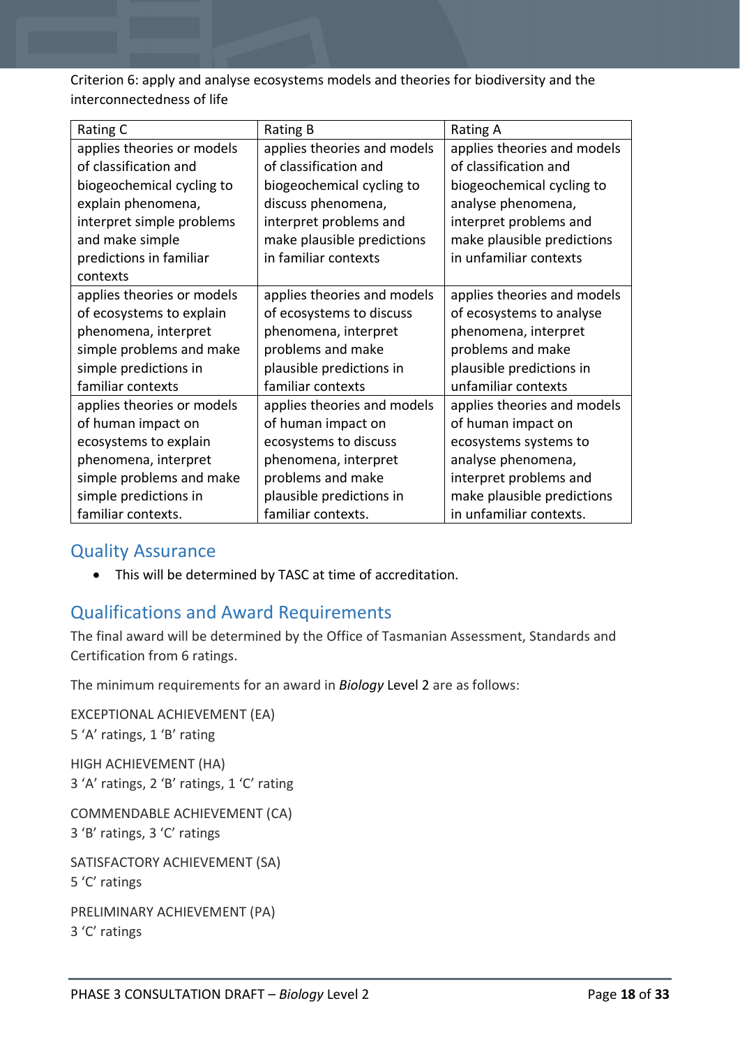Criterion 6: apply and analyse ecosystems models and theories for biodiversity and the interconnectedness of life

| Rating C | Rating B | Rating A |
|---|---|---|
| applies theories or models of classification and biogeochemical cycling to explain phenomena, interpret simple problems and make simple predictions in familiar contexts | applies theories and models of classification and biogeochemical cycling to discuss phenomena, interpret problems and make plausible predictions in familiar contexts | applies theories and models of classification and biogeochemical cycling to analyse phenomena, interpret problems and make plausible predictions in unfamiliar contexts |
| applies theories or models of ecosystems to explain phenomena, interpret simple problems and make simple predictions in familiar contexts | applies theories and models of ecosystems to discuss phenomena, interpret problems and make plausible predictions in familiar contexts | applies theories and models of ecosystems to analyse phenomena, interpret problems and make plausible predictions in unfamiliar contexts |
| applies theories or models of human impact on ecosystems to explain phenomena, interpret simple problems and make simple predictions in familiar contexts. | applies theories and models of human impact on ecosystems to discuss phenomena, interpret problems and make plausible predictions in familiar contexts. | applies theories and models of human impact on ecosystems systems to analyse phenomena, interpret problems and make plausible predictions in unfamiliar contexts. |

## Quality Assurance

- This will be determined by TASC at time of accreditation.

## Qualifications and Award Requirements

The final award will be determined by the Office of Tasmanian Assessment, Standards and Certification from 6 ratings.

The minimum requirements for an award in *Biology* Level 2 are as follows:

EXCEPTIONAL ACHIEVEMENT (EA)
5 'A' ratings, 1 'B' rating

HIGH ACHIEVEMENT (HA)
3 'A' ratings, 2 'B' ratings, 1 'C' rating

COMMENDABLE ACHIEVEMENT (CA)
3 'B' ratings, 3 'C' ratings

SATISFACTORY ACHIEVEMENT (SA)
5 'C' ratings

PRELIMINARY ACHIEVEMENT (PA)
3 'C' ratings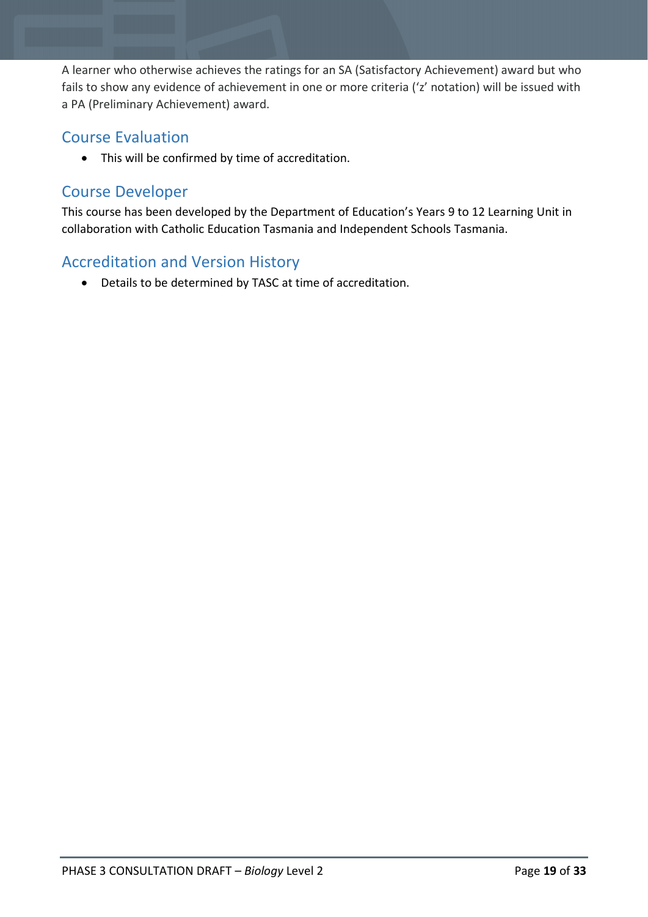A learner who otherwise achieves the ratings for an SA (Satisfactory Achievement) award but who fails to show any evidence of achievement in one or more criteria ('z' notation) will be issued with a PA (Preliminary Achievement) award.

## Course Evaluation

- This will be confirmed by time of accreditation.

## Course Developer

This course has been developed by the Department of Education's Years 9 to 12 Learning Unit in collaboration with Catholic Education Tasmania and Independent Schools Tasmania.

## Accreditation and Version History

- Details to be determined by TASC at time of accreditation.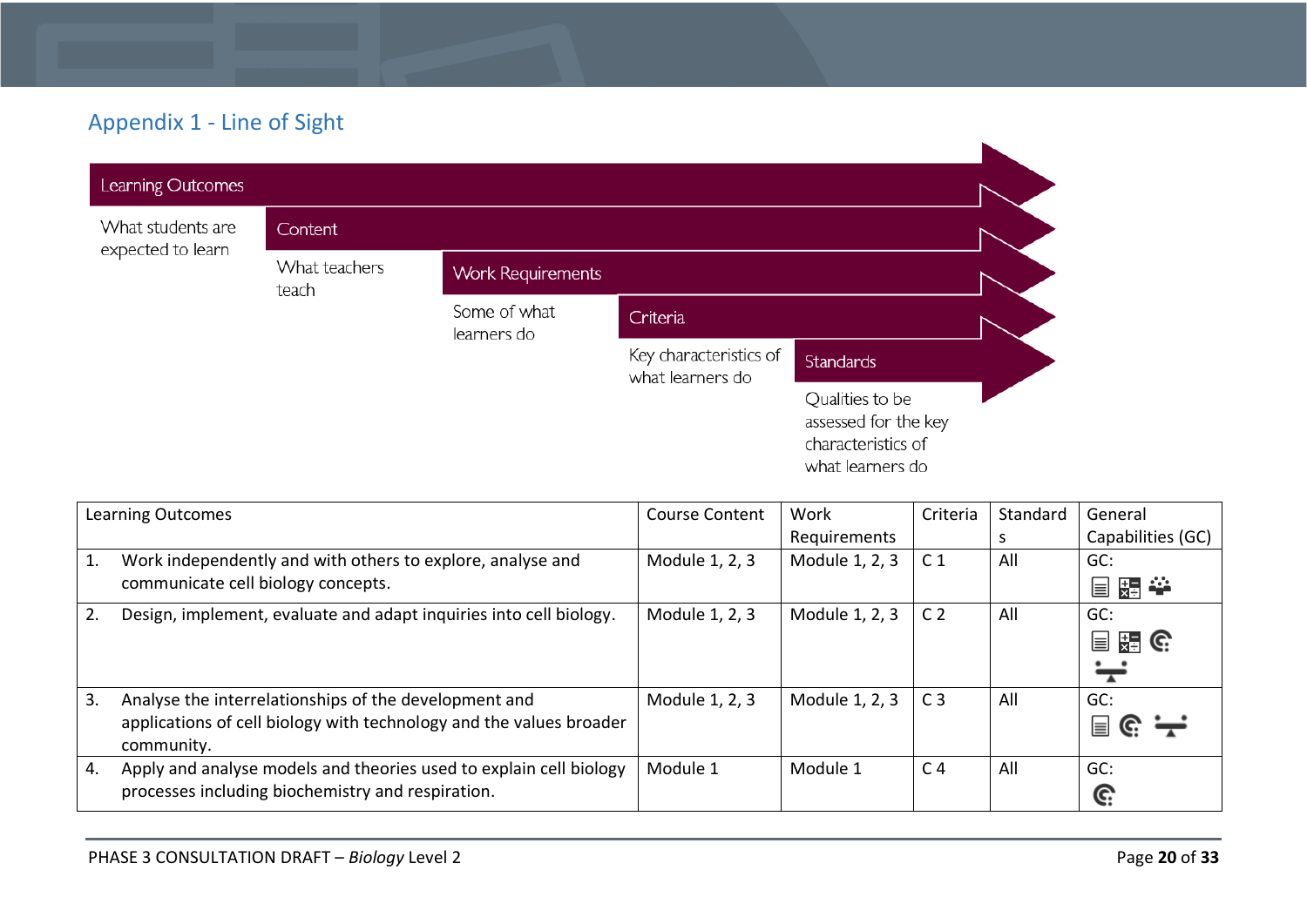## Appendix 1 - Line of Sight

**Learning Outcomes**

What students are expected to learn

**Content**

What teachers teach

**Work Requirements**

Some of what learners do

**Criteria**

Key characteristics of what learners do

**Standards**

Qualities to be assessed for the key characteristics of what learners do

| Learning Outcomes | Course Content | Work Requirements | Criteria | Standards | General Capabilities (GC) |
|---|---|---|---|---|---|
| 1. Work independently and with others to explore, analyse and communicate cell biology concepts. | Module 1, 2, 3 | Module 1, 2, 3 | C 1 | All | GC: |
| 2. Design, implement, evaluate and adapt inquiries into cell biology. | Module 1, 2, 3 | Module 1, 2, 3 | C 2 | All | GC: |
| 3. Analyse the interrelationships of the development and applications of cell biology with technology and the values broader community. | Module 1, 2, 3 | Module 1, 2, 3 | C 3 | All | GC: |
| 4. Apply and analyse models and theories used to explain cell biology processes including biochemistry and respiration. | Module 1 | Module 1 | C 4 | All | GC: |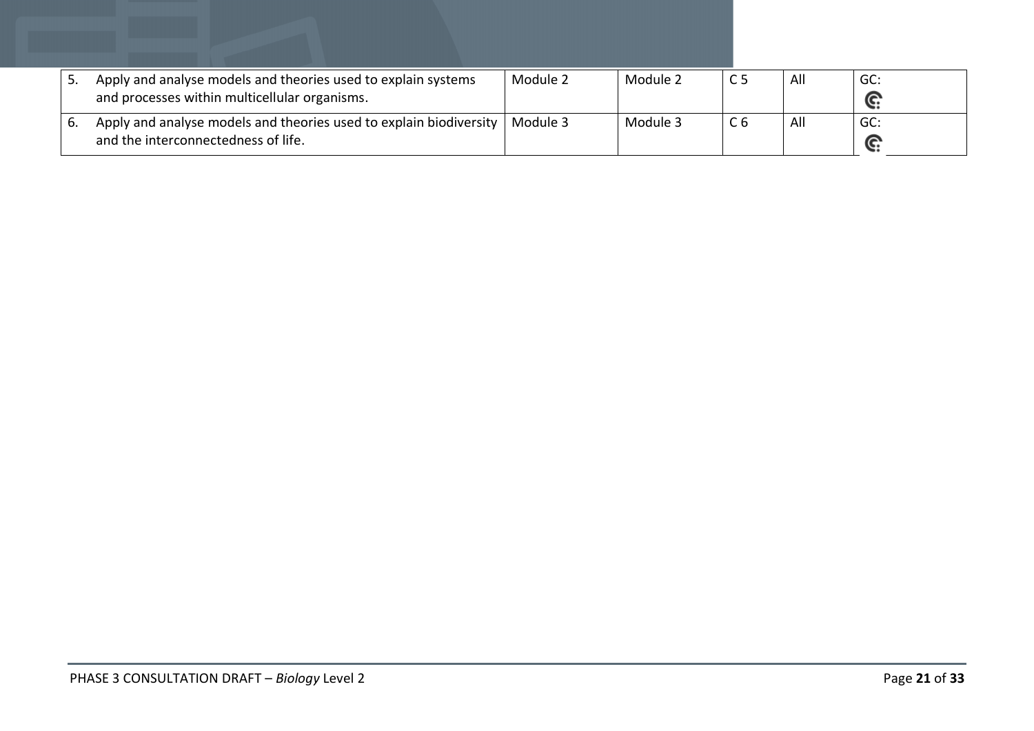| | | | | | |
|---|---|---|---|---|---|
| 5. Apply and analyse models and theories used to explain systems and processes within multicellular organisms. | Module 2 | Module 2 | C 5 | All | GC: |
| 6. Apply and analyse models and theories used to explain biodiversity and the interconnectedness of life. | Module 3 | Module 3 | C 6 | All | GC: |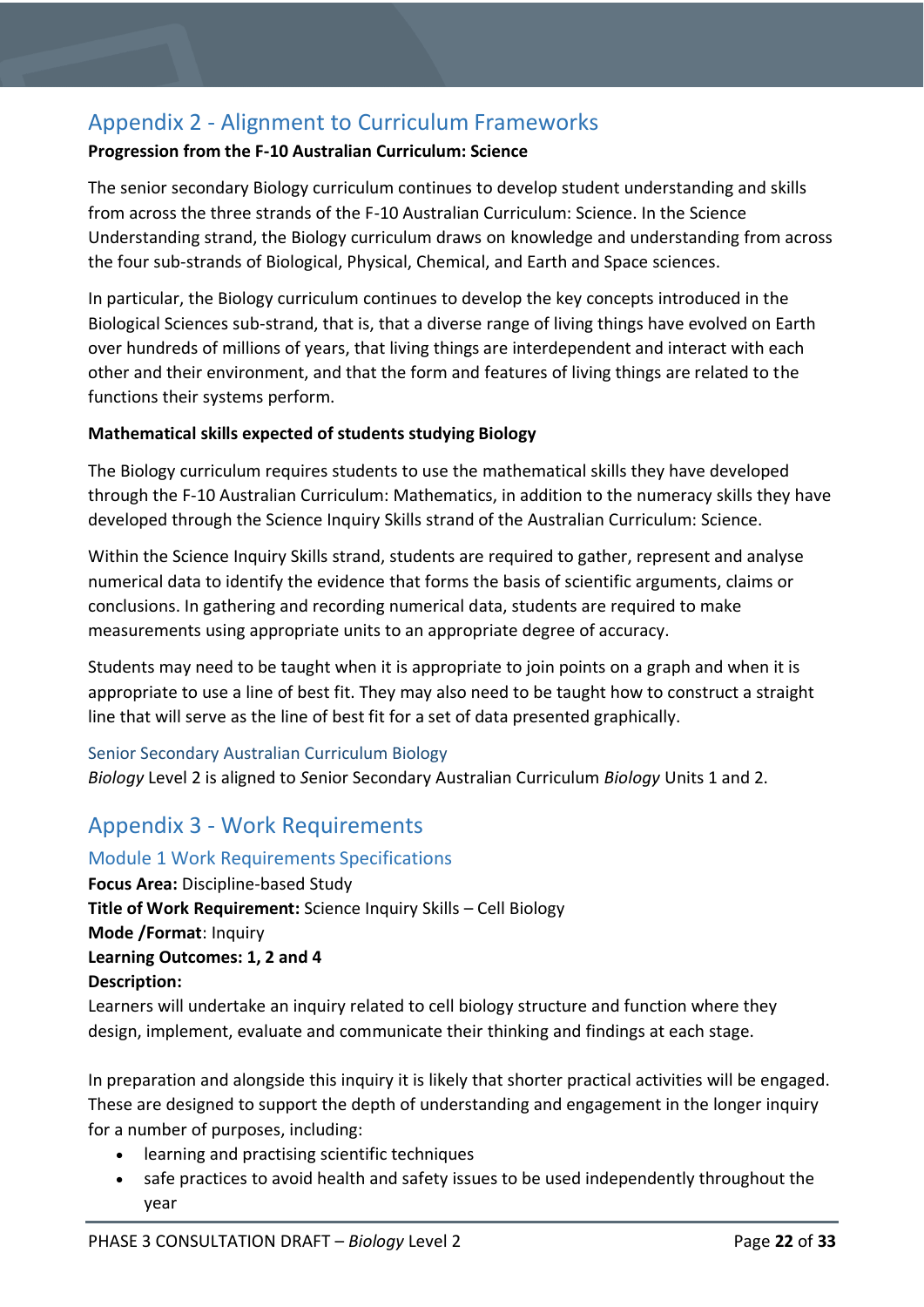## Appendix 2 - Alignment to Curriculum Frameworks

**Progression from the F-10 Australian Curriculum: Science**

The senior secondary Biology curriculum continues to develop student understanding and skills from across the three strands of the F-10 Australian Curriculum: Science. In the Science Understanding strand, the Biology curriculum draws on knowledge and understanding from across the four sub-strands of Biological, Physical, Chemical, and Earth and Space sciences.

In particular, the Biology curriculum continues to develop the key concepts introduced in the Biological Sciences sub-strand, that is, that a diverse range of living things have evolved on Earth over hundreds of millions of years, that living things are interdependent and interact with each other and their environment, and that the form and features of living things are related to the functions their systems perform.

**Mathematical skills expected of students studying Biology**

The Biology curriculum requires students to use the mathematical skills they have developed through the F-10 Australian Curriculum: Mathematics, in addition to the numeracy skills they have developed through the Science Inquiry Skills strand of the Australian Curriculum: Science.

Within the Science Inquiry Skills strand, students are required to gather, represent and analyse numerical data to identify the evidence that forms the basis of scientific arguments, claims or conclusions. In gathering and recording numerical data, students are required to make measurements using appropriate units to an appropriate degree of accuracy.

Students may need to be taught when it is appropriate to join points on a graph and when it is appropriate to use a line of best fit. They may also need to be taught how to construct a straight line that will serve as the line of best fit for a set of data presented graphically.

### Senior Secondary Australian Curriculum Biology

*Biology* Level 2 is aligned to *S*enior Secondary Australian Curriculum *Biology* Units 1 and 2.

## Appendix 3 - Work Requirements

### Module 1 Work Requirements Specifications

**Focus Area:** Discipline-based Study

**Title of Work Requirement:** Science Inquiry Skills – Cell Biology

**Mode /Format**: Inquiry

**Learning Outcomes: 1, 2 and 4**

**Description:**

Learners will undertake an inquiry related to cell biology structure and function where they design, implement, evaluate and communicate their thinking and findings at each stage.

In preparation and alongside this inquiry it is likely that shorter practical activities will be engaged. These are designed to support the depth of understanding and engagement in the longer inquiry for a number of purposes, including:

- learning and practising scientific techniques
- safe practices to avoid health and safety issues to be used independently throughout the year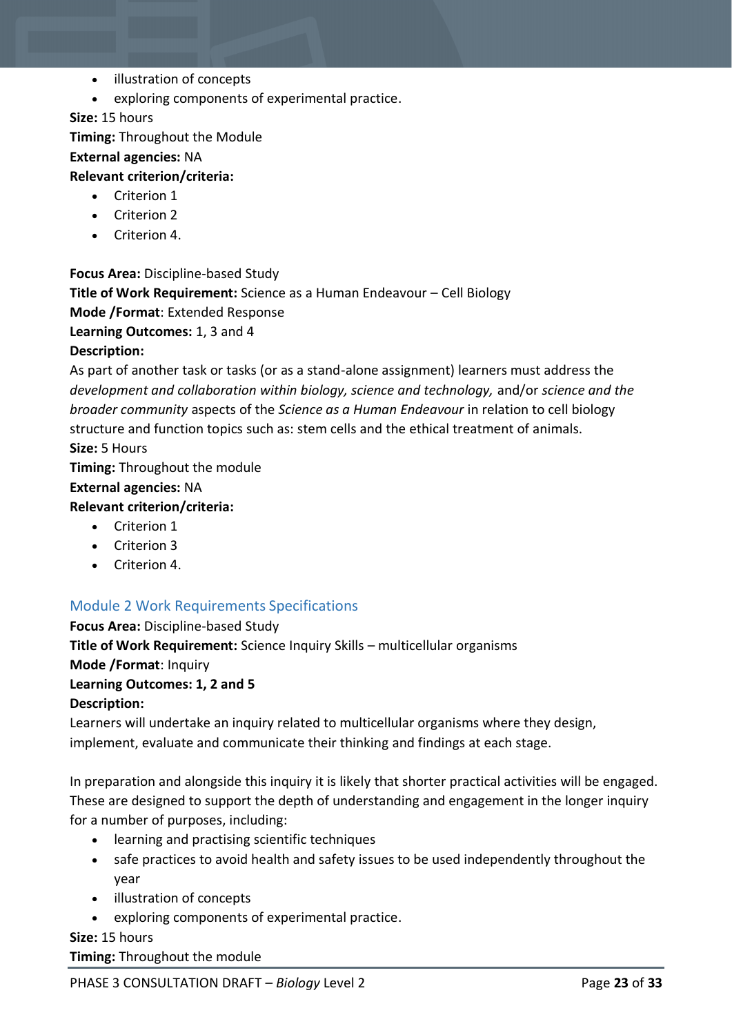- illustration of concepts
- exploring components of experimental practice.

**Size:** 15 hours

**Timing:** Throughout the Module

**External agencies:** NA

**Relevant criterion/criteria:**

- Criterion 1
- Criterion 2
- Criterion 4.

**Focus Area:** Discipline-based Study

**Title of Work Requirement:** Science as a Human Endeavour – Cell Biology

**Mode /Format**: Extended Response

**Learning Outcomes:** 1, 3 and 4

**Description:**

As part of another task or tasks (or as a stand-alone assignment) learners must address the *development and collaboration within biology, science and technology,* and/or *science and the broader community* aspects of the *Science as a Human Endeavour* in relation to cell biology structure and function topics such as: stem cells and the ethical treatment of animals.

**Size:** 5 Hours

**Timing:** Throughout the module

**External agencies:** NA

**Relevant criterion/criteria:**

- Criterion 1
- Criterion 3
- Criterion 4.

## Module 2 Work Requirements Specifications

**Focus Area:** Discipline-based Study

**Title of Work Requirement:** Science Inquiry Skills – multicellular organisms

**Mode /Format**: Inquiry

**Learning Outcomes: 1, 2 and 5**

**Description:**

Learners will undertake an inquiry related to multicellular organisms where they design, implement, evaluate and communicate their thinking and findings at each stage.

In preparation and alongside this inquiry it is likely that shorter practical activities will be engaged. These are designed to support the depth of understanding and engagement in the longer inquiry for a number of purposes, including:

- learning and practising scientific techniques
- safe practices to avoid health and safety issues to be used independently throughout the year
- illustration of concepts
- exploring components of experimental practice.

**Size:** 15 hours

**Timing:** Throughout the module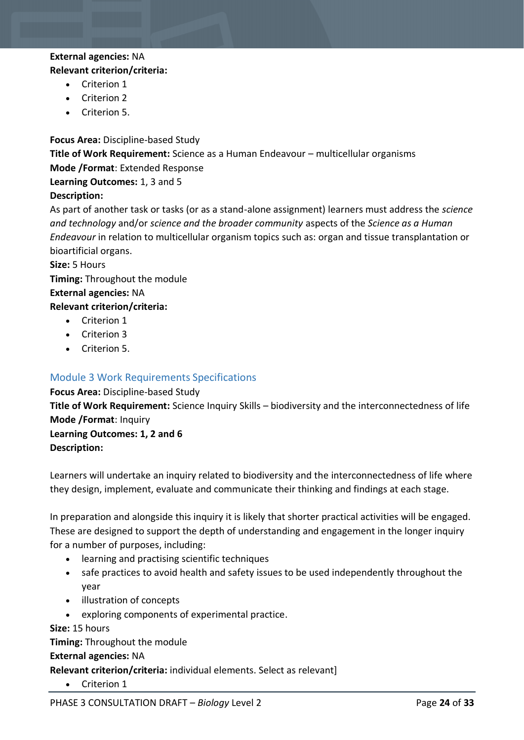**External agencies:** NA
**Relevant criterion/criteria:**

- Criterion 1
- Criterion 2
- Criterion 5.

**Focus Area:** Discipline-based Study
**Title of Work Requirement:** Science as a Human Endeavour – multicellular organisms
**Mode /Format**: Extended Response
**Learning Outcomes:** 1, 3 and 5
**Description:**
As part of another task or tasks (or as a stand-alone assignment) learners must address the *science and technology* and/or *science and the broader community* aspects of the *Science as a Human Endeavour* in relation to multicellular organism topics such as: organ and tissue transplantation or bioartificial organs.
**Size:** 5 Hours
**Timing:** Throughout the module
**External agencies:** NA
**Relevant criterion/criteria:**

- Criterion 1
- Criterion 3
- Criterion 5.

## Module 3 Work Requirements Specifications

**Focus Area:** Discipline-based Study
**Title of Work Requirement:** Science Inquiry Skills – biodiversity and the interconnectedness of life
**Mode /Format**: Inquiry
**Learning Outcomes: 1, 2 and 6**
**Description:**

Learners will undertake an inquiry related to biodiversity and the interconnectedness of life where they design, implement, evaluate and communicate their thinking and findings at each stage.

In preparation and alongside this inquiry it is likely that shorter practical activities will be engaged. These are designed to support the depth of understanding and engagement in the longer inquiry for a number of purposes, including:

- learning and practising scientific techniques
- safe practices to avoid health and safety issues to be used independently throughout the year
- illustration of concepts
- exploring components of experimental practice.

**Size:** 15 hours
**Timing:** Throughout the module
**External agencies:** NA
**Relevant criterion/criteria:** individual elements. Select as relevant]

- Criterion 1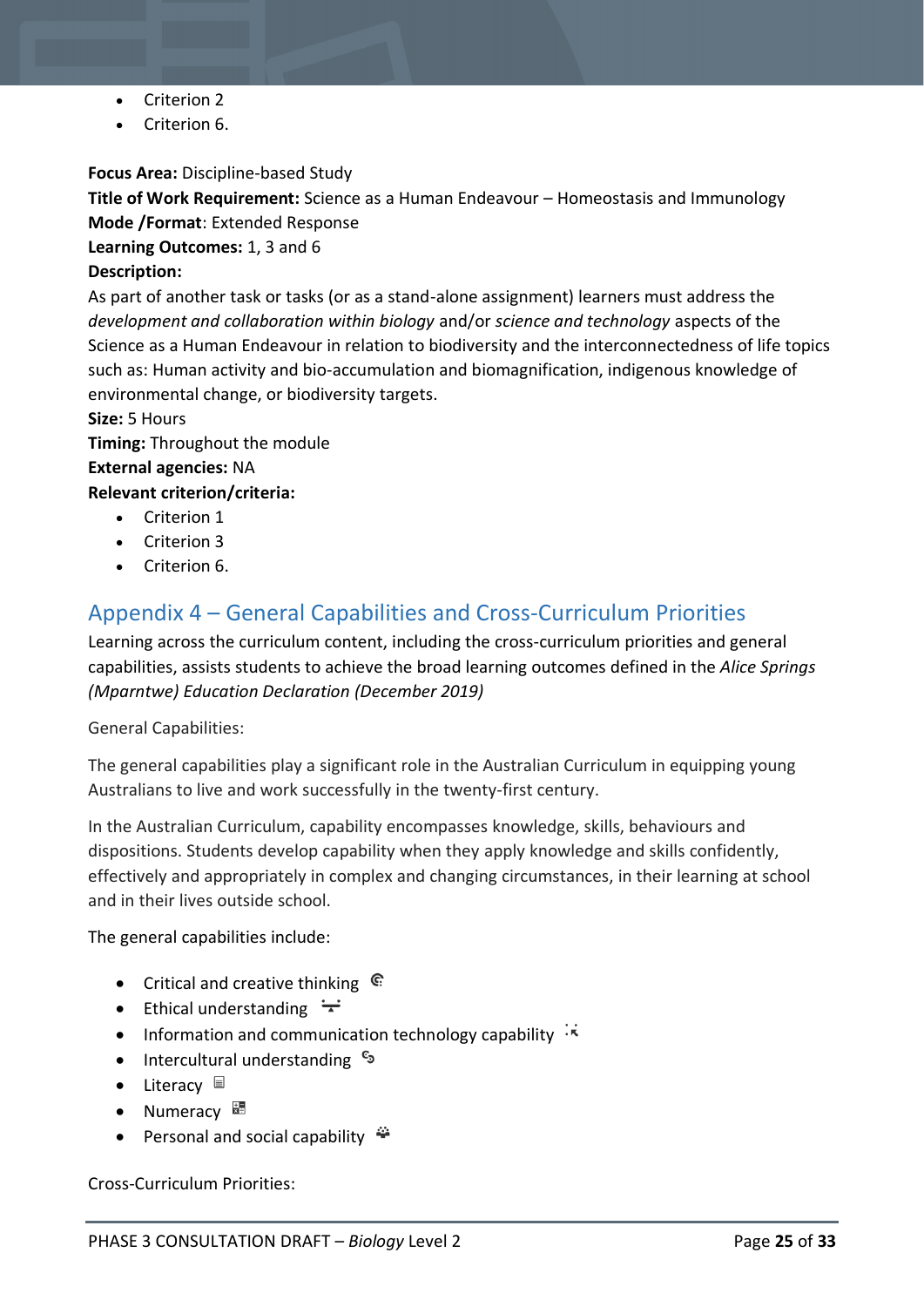- Criterion 2
- Criterion 6.

**Focus Area:** Discipline-based Study

**Title of Work Requirement:** Science as a Human Endeavour – Homeostasis and Immunology

**Mode /Format**: Extended Response

**Learning Outcomes:** 1, 3 and 6

**Description:**

As part of another task or tasks (or as a stand-alone assignment) learners must address the *development and collaboration within biology* and/or *science and technology* aspects of the Science as a Human Endeavour in relation to biodiversity and the interconnectedness of life topics such as: Human activity and bio-accumulation and biomagnification, indigenous knowledge of environmental change, or biodiversity targets.

**Size:** 5 Hours

**Timing:** Throughout the module

**External agencies:** NA

**Relevant criterion/criteria:**

- Criterion 1
- Criterion 3
- Criterion 6.

## Appendix 4 – General Capabilities and Cross-Curriculum Priorities

Learning across the curriculum content, including the cross-curriculum priorities and general capabilities, assists students to achieve the broad learning outcomes defined in the *Alice Springs (Mparntwe) Education Declaration (December 2019)*

General Capabilities:

The general capabilities play a significant role in the Australian Curriculum in equipping young Australians to live and work successfully in the twenty-first century.

In the Australian Curriculum, capability encompasses knowledge, skills, behaviours and dispositions. Students develop capability when they apply knowledge and skills confidently, effectively and appropriately in complex and changing circumstances, in their learning at school and in their lives outside school.

The general capabilities include:

- Critical and creative thinking
- Ethical understanding
- Information and communication technology capability
- Intercultural understanding
- Literacy
- Numeracy
- Personal and social capability

Cross-Curriculum Priorities: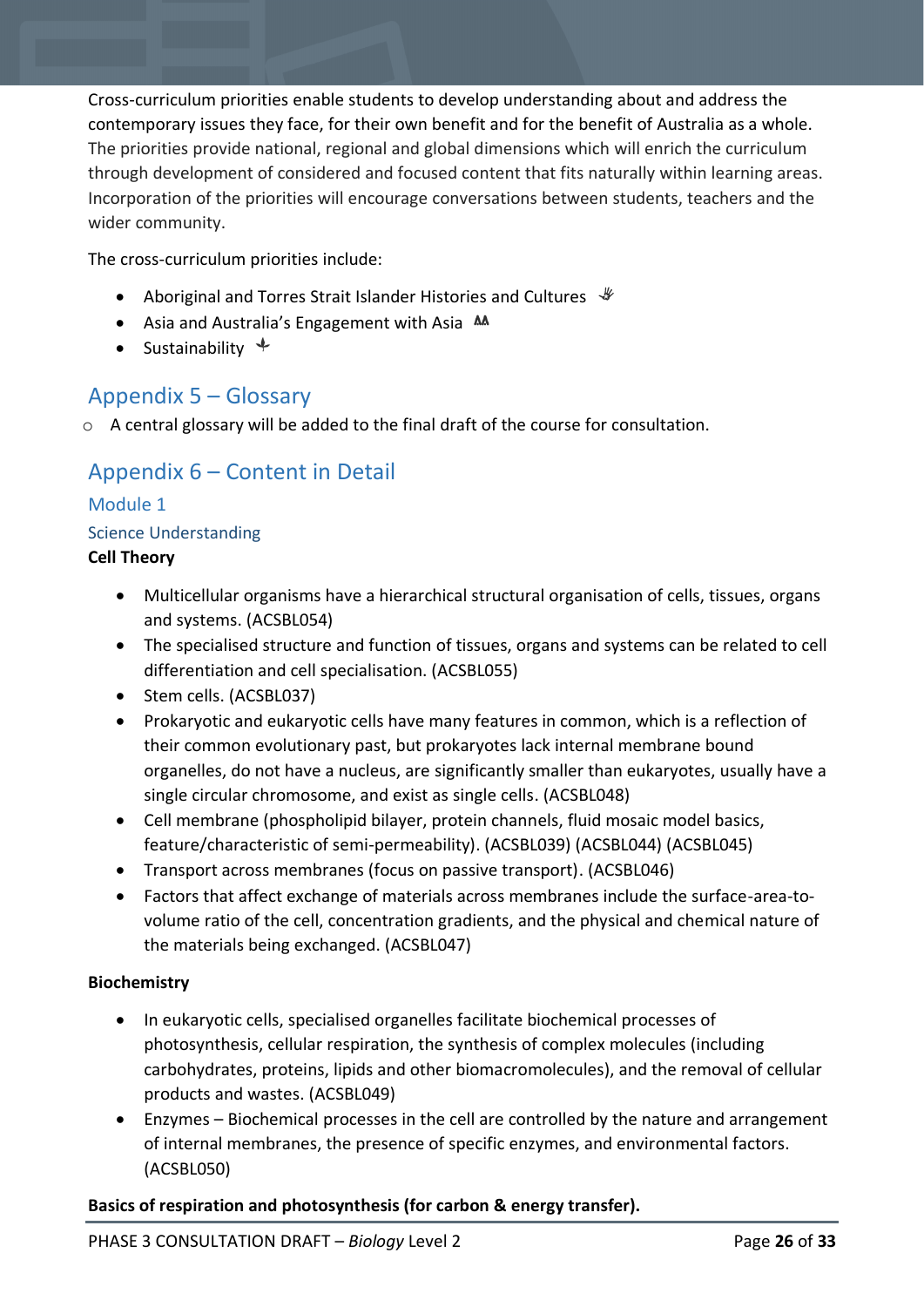Cross-curriculum priorities enable students to develop understanding about and address the contemporary issues they face, for their own benefit and for the benefit of Australia as a whole. The priorities provide national, regional and global dimensions which will enrich the curriculum through development of considered and focused content that fits naturally within learning areas. Incorporation of the priorities will encourage conversations between students, teachers and the wider community.

The cross-curriculum priorities include:

- Aboriginal and Torres Strait Islander Histories and Cultures
- Asia and Australia's Engagement with Asia
- Sustainability

## Appendix 5 – Glossary

- A central glossary will be added to the final draft of the course for consultation.

## Appendix 6 – Content in Detail

### Module 1

#### Science Understanding

**Cell Theory**

- Multicellular organisms have a hierarchical structural organisation of cells, tissues, organs and systems. (ACSBL054)
- The specialised structure and function of tissues, organs and systems can be related to cell differentiation and cell specialisation. (ACSBL055)
- Stem cells. (ACSBL037)
- Prokaryotic and eukaryotic cells have many features in common, which is a reflection of their common evolutionary past, but prokaryotes lack internal membrane bound organelles, do not have a nucleus, are significantly smaller than eukaryotes, usually have a single circular chromosome, and exist as single cells. (ACSBL048)
- Cell membrane (phospholipid bilayer, protein channels, fluid mosaic model basics, feature/characteristic of semi-permeability). (ACSBL039) (ACSBL044) (ACSBL045)
- Transport across membranes (focus on passive transport). (ACSBL046)
- Factors that affect exchange of materials across membranes include the surface-area-to-volume ratio of the cell, concentration gradients, and the physical and chemical nature of the materials being exchanged. (ACSBL047)

**Biochemistry**

- In eukaryotic cells, specialised organelles facilitate biochemical processes of photosynthesis, cellular respiration, the synthesis of complex molecules (including carbohydrates, proteins, lipids and other biomacromolecules), and the removal of cellular products and wastes. (ACSBL049)
- Enzymes – Biochemical processes in the cell are controlled by the nature and arrangement of internal membranes, the presence of specific enzymes, and environmental factors. (ACSBL050)

**Basics of respiration and photosynthesis (for carbon & energy transfer).**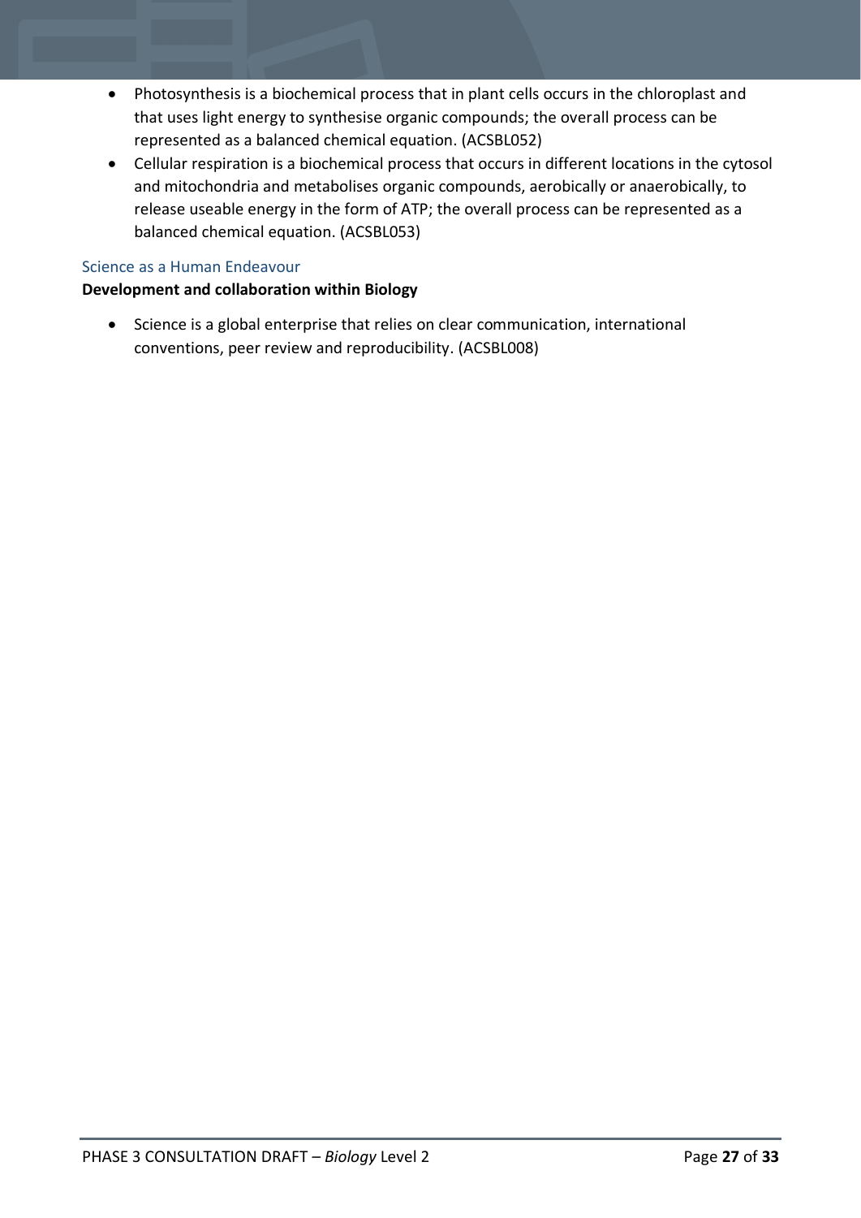- Photosynthesis is a biochemical process that in plant cells occurs in the chloroplast and that uses light energy to synthesise organic compounds; the overall process can be represented as a balanced chemical equation. (ACSBL052)
- Cellular respiration is a biochemical process that occurs in different locations in the cytosol and mitochondria and metabolises organic compounds, aerobically or anaerobically, to release useable energy in the form of ATP; the overall process can be represented as a balanced chemical equation. (ACSBL053)

### Science as a Human Endeavour

**Development and collaboration within Biology**

- Science is a global enterprise that relies on clear communication, international conventions, peer review and reproducibility. (ACSBL008)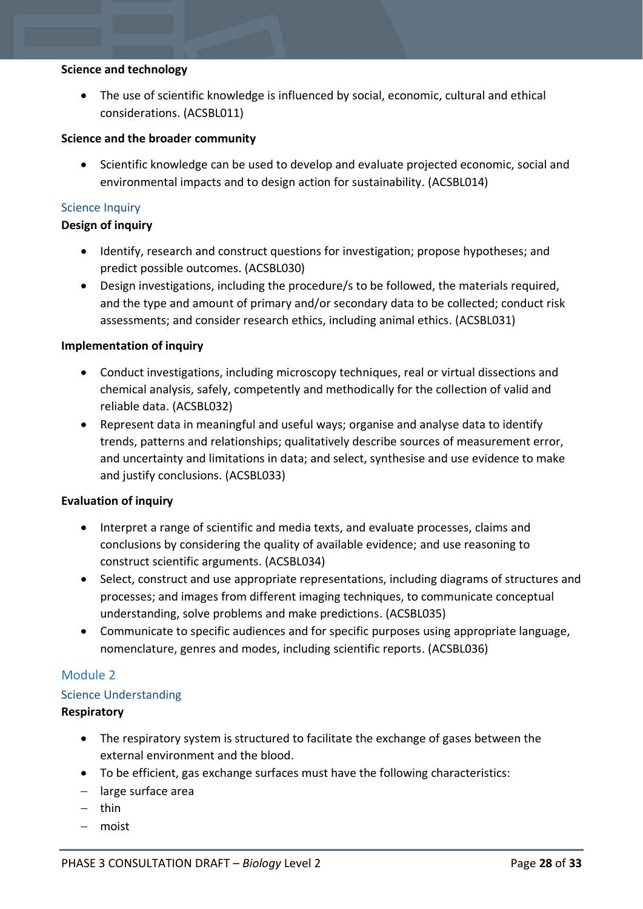**Science and technology**

- The use of scientific knowledge is influenced by social, economic, cultural and ethical considerations. (ACSBL011)

**Science and the broader community**

- Scientific knowledge can be used to develop and evaluate projected economic, social and environmental impacts and to design action for sustainability. (ACSBL014)

### Science Inquiry

**Design of inquiry**

- Identify, research and construct questions for investigation; propose hypotheses; and predict possible outcomes. (ACSBL030)
- Design investigations, including the procedure/s to be followed, the materials required, and the type and amount of primary and/or secondary data to be collected; conduct risk assessments; and consider research ethics, including animal ethics. (ACSBL031)

**Implementation of inquiry**

- Conduct investigations, including microscopy techniques, real or virtual dissections and chemical analysis, safely, competently and methodically for the collection of valid and reliable data. (ACSBL032)
- Represent data in meaningful and useful ways; organise and analyse data to identify trends, patterns and relationships; qualitatively describe sources of measurement error, and uncertainty and limitations in data; and select, synthesise and use evidence to make and justify conclusions. (ACSBL033)

**Evaluation of inquiry**

- Interpret a range of scientific and media texts, and evaluate processes, claims and conclusions by considering the quality of available evidence; and use reasoning to construct scientific arguments. (ACSBL034)
- Select, construct and use appropriate representations, including diagrams of structures and processes; and images from different imaging techniques, to communicate conceptual understanding, solve problems and make predictions. (ACSBL035)
- Communicate to specific audiences and for specific purposes using appropriate language, nomenclature, genres and modes, including scientific reports. (ACSBL036)

## Module 2

### Science Understanding

**Respiratory**

- The respiratory system is structured to facilitate the exchange of gases between the external environment and the blood.
- To be efficient, gas exchange surfaces must have the following characteristics:
  - large surface area
  - thin
  - moist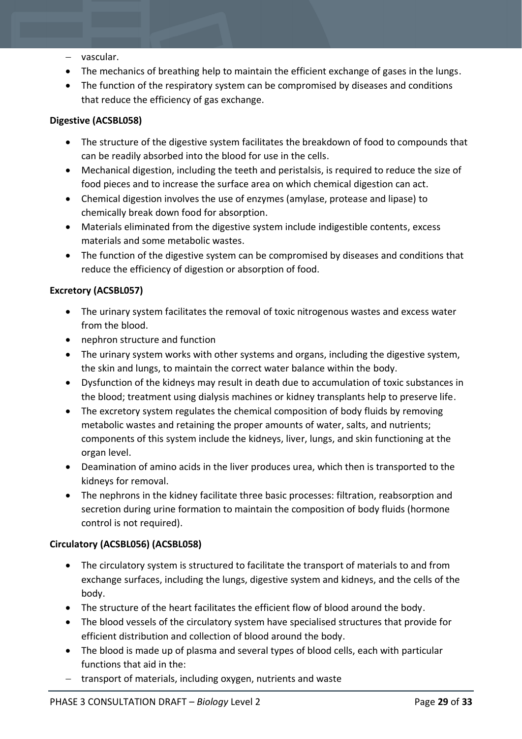- vascular.
- The mechanics of breathing help to maintain the efficient exchange of gases in the lungs.
- The function of the respiratory system can be compromised by diseases and conditions that reduce the efficiency of gas exchange.

**Digestive (ACSBL058)**

- The structure of the digestive system facilitates the breakdown of food to compounds that can be readily absorbed into the blood for use in the cells.
- Mechanical digestion, including the teeth and peristalsis, is required to reduce the size of food pieces and to increase the surface area on which chemical digestion can act.
- Chemical digestion involves the use of enzymes (amylase, protease and lipase) to chemically break down food for absorption.
- Materials eliminated from the digestive system include indigestible contents, excess materials and some metabolic wastes.
- The function of the digestive system can be compromised by diseases and conditions that reduce the efficiency of digestion or absorption of food.

**Excretory (ACSBL057)**

- The urinary system facilitates the removal of toxic nitrogenous wastes and excess water from the blood.
- nephron structure and function
- The urinary system works with other systems and organs, including the digestive system, the skin and lungs, to maintain the correct water balance within the body.
- Dysfunction of the kidneys may result in death due to accumulation of toxic substances in the blood; treatment using dialysis machines or kidney transplants help to preserve life.
- The excretory system regulates the chemical composition of body fluids by removing metabolic wastes and retaining the proper amounts of water, salts, and nutrients; components of this system include the kidneys, liver, lungs, and skin functioning at the organ level.
- Deamination of amino acids in the liver produces urea, which then is transported to the kidneys for removal.
- The nephrons in the kidney facilitate three basic processes: filtration, reabsorption and secretion during urine formation to maintain the composition of body fluids (hormone control is not required).

**Circulatory (ACSBL056) (ACSBL058)**

- The circulatory system is structured to facilitate the transport of materials to and from exchange surfaces, including the lungs, digestive system and kidneys, and the cells of the body.
- The structure of the heart facilitates the efficient flow of blood around the body.
- The blood vessels of the circulatory system have specialised structures that provide for efficient distribution and collection of blood around the body.
- The blood is made up of plasma and several types of blood cells, each with particular functions that aid in the:
  - transport of materials, including oxygen, nutrients and waste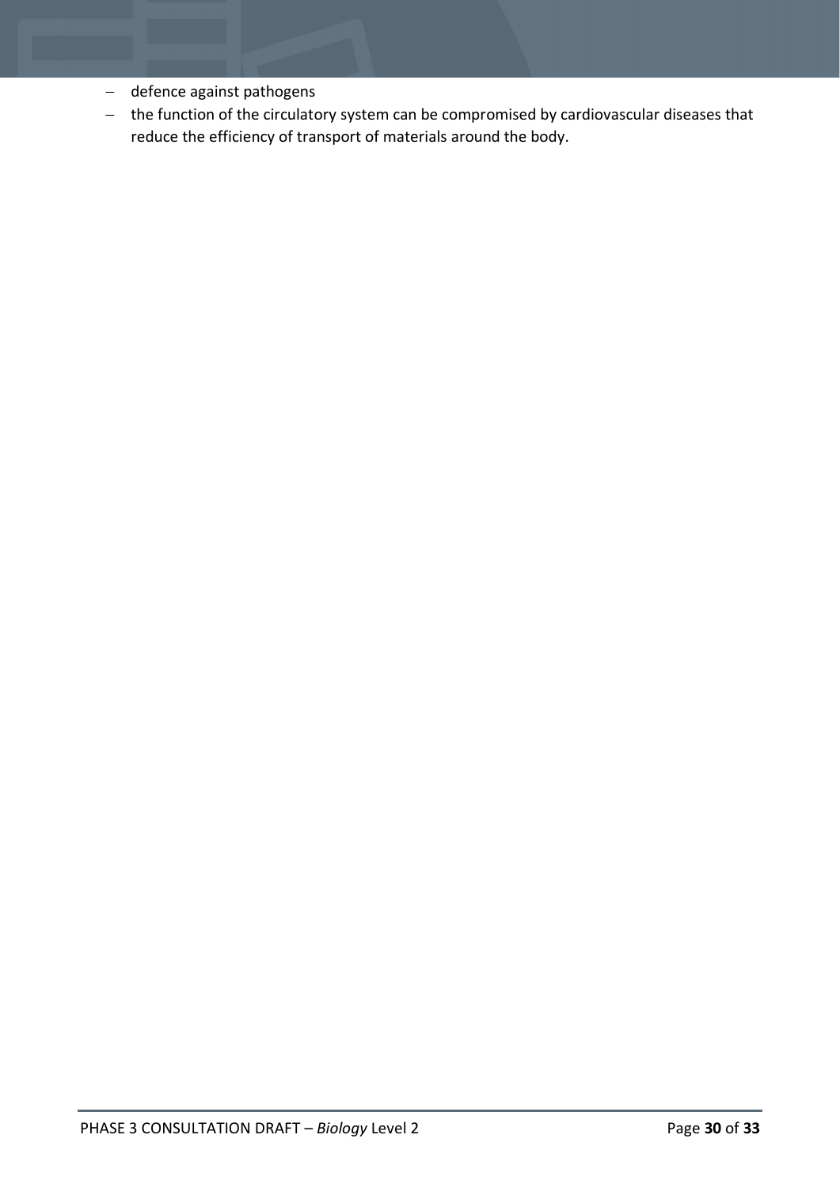- defence against pathogens
- the function of the circulatory system can be compromised by cardiovascular diseases that reduce the efficiency of transport of materials around the body.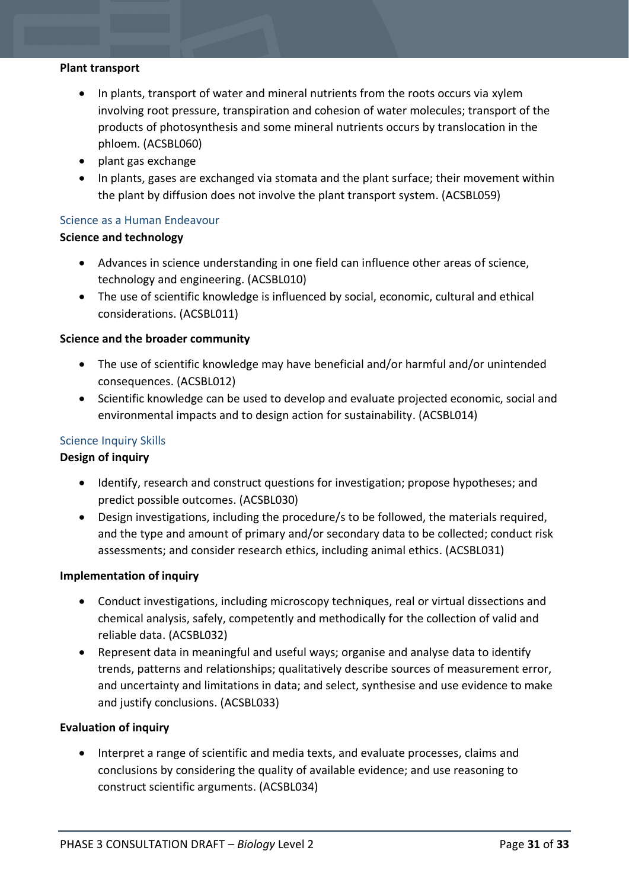**Plant transport**

- In plants, transport of water and mineral nutrients from the roots occurs via xylem involving root pressure, transpiration and cohesion of water molecules; transport of the products of photosynthesis and some mineral nutrients occurs by translocation in the phloem. (ACSBL060)
- plant gas exchange
- In plants, gases are exchanged via stomata and the plant surface; their movement within the plant by diffusion does not involve the plant transport system. (ACSBL059)

### Science as a Human Endeavour

**Science and technology**

- Advances in science understanding in one field can influence other areas of science, technology and engineering. (ACSBL010)
- The use of scientific knowledge is influenced by social, economic, cultural and ethical considerations. (ACSBL011)

**Science and the broader community**

- The use of scientific knowledge may have beneficial and/or harmful and/or unintended consequences. (ACSBL012)
- Scientific knowledge can be used to develop and evaluate projected economic, social and environmental impacts and to design action for sustainability. (ACSBL014)

### Science Inquiry Skills

**Design of inquiry**

- Identify, research and construct questions for investigation; propose hypotheses; and predict possible outcomes. (ACSBL030)
- Design investigations, including the procedure/s to be followed, the materials required, and the type and amount of primary and/or secondary data to be collected; conduct risk assessments; and consider research ethics, including animal ethics. (ACSBL031)

**Implementation of inquiry**

- Conduct investigations, including microscopy techniques, real or virtual dissections and chemical analysis, safely, competently and methodically for the collection of valid and reliable data. (ACSBL032)
- Represent data in meaningful and useful ways; organise and analyse data to identify trends, patterns and relationships; qualitatively describe sources of measurement error, and uncertainty and limitations in data; and select, synthesise and use evidence to make and justify conclusions. (ACSBL033)

**Evaluation of inquiry**

- Interpret a range of scientific and media texts, and evaluate processes, claims and conclusions by considering the quality of available evidence; and use reasoning to construct scientific arguments. (ACSBL034)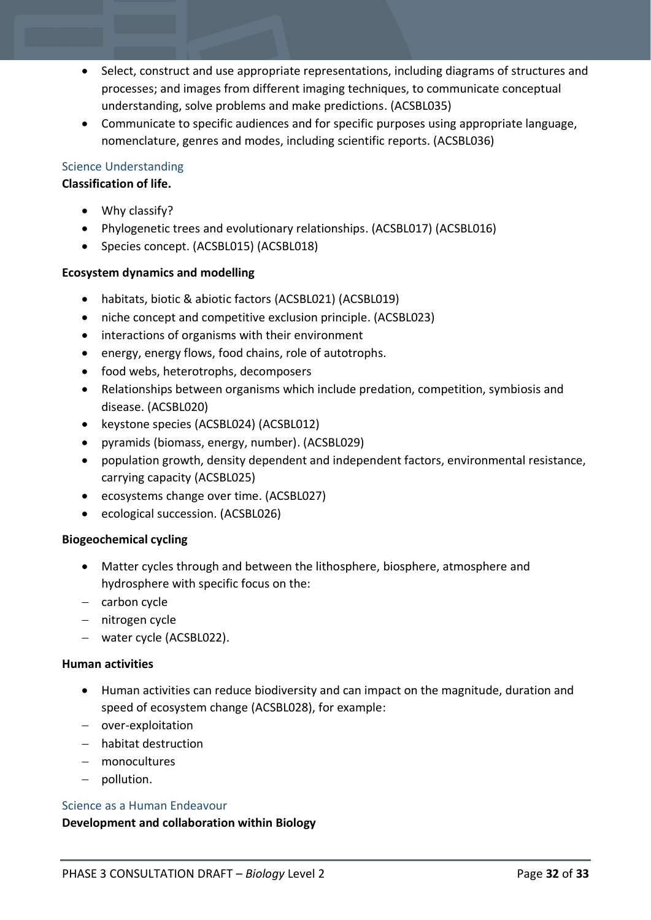- Select, construct and use appropriate representations, including diagrams of structures and processes; and images from different imaging techniques, to communicate conceptual understanding, solve problems and make predictions. (ACSBL035)
- Communicate to specific audiences and for specific purposes using appropriate language, nomenclature, genres and modes, including scientific reports. (ACSBL036)

### Science Understanding

**Classification of life.**

- Why classify?
- Phylogenetic trees and evolutionary relationships. (ACSBL017) (ACSBL016)
- Species concept. (ACSBL015) (ACSBL018)

**Ecosystem dynamics and modelling**

- habitats, biotic & abiotic factors (ACSBL021) (ACSBL019)
- niche concept and competitive exclusion principle. (ACSBL023)
- interactions of organisms with their environment
- energy, energy flows, food chains, role of autotrophs.
- food webs, heterotrophs, decomposers
- Relationships between organisms which include predation, competition, symbiosis and disease. (ACSBL020)
- keystone species (ACSBL024) (ACSBL012)
- pyramids (biomass, energy, number). (ACSBL029)
- population growth, density dependent and independent factors, environmental resistance, carrying capacity (ACSBL025)
- ecosystems change over time. (ACSBL027)
- ecological succession. (ACSBL026)

**Biogeochemical cycling**

- Matter cycles through and between the lithosphere, biosphere, atmosphere and hydrosphere with specific focus on the:
  - carbon cycle
  - nitrogen cycle
  - water cycle (ACSBL022).

**Human activities**

- Human activities can reduce biodiversity and can impact on the magnitude, duration and speed of ecosystem change (ACSBL028), for example:
  - over-exploitation
  - habitat destruction
  - monocultures
  - pollution.

### Science as a Human Endeavour

**Development and collaboration within Biology**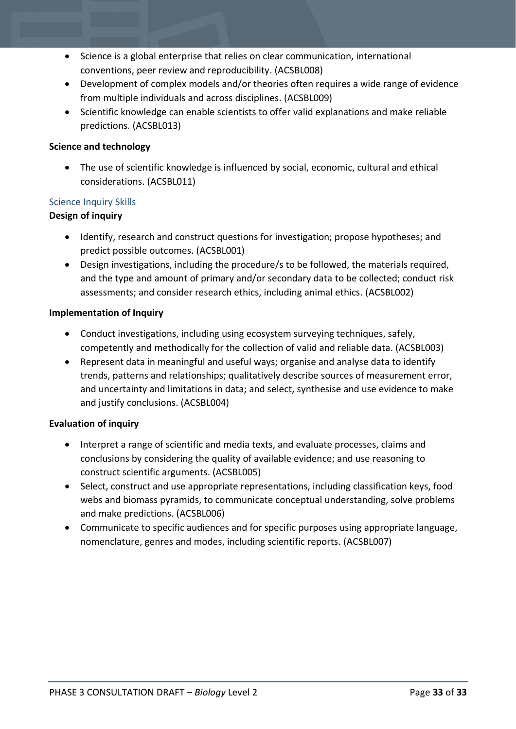- Science is a global enterprise that relies on clear communication, international conventions, peer review and reproducibility. (ACSBL008)
- Development of complex models and/or theories often requires a wide range of evidence from multiple individuals and across disciplines. (ACSBL009)
- Scientific knowledge can enable scientists to offer valid explanations and make reliable predictions. (ACSBL013)

**Science and technology**

- The use of scientific knowledge is influenced by social, economic, cultural and ethical considerations. (ACSBL011)

### Science Inquiry Skills

**Design of inquiry**

- Identify, research and construct questions for investigation; propose hypotheses; and predict possible outcomes. (ACSBL001)
- Design investigations, including the procedure/s to be followed, the materials required, and the type and amount of primary and/or secondary data to be collected; conduct risk assessments; and consider research ethics, including animal ethics. (ACSBL002)

**Implementation of Inquiry**

- Conduct investigations, including using ecosystem surveying techniques, safely, competently and methodically for the collection of valid and reliable data. (ACSBL003)
- Represent data in meaningful and useful ways; organise and analyse data to identify trends, patterns and relationships; qualitatively describe sources of measurement error, and uncertainty and limitations in data; and select, synthesise and use evidence to make and justify conclusions. (ACSBL004)

**Evaluation of inquiry**

- Interpret a range of scientific and media texts, and evaluate processes, claims and conclusions by considering the quality of available evidence; and use reasoning to construct scientific arguments. (ACSBL005)
- Select, construct and use appropriate representations, including classification keys, food webs and biomass pyramids, to communicate conceptual understanding, solve problems and make predictions. (ACSBL006)
- Communicate to specific audiences and for specific purposes using appropriate language, nomenclature, genres and modes, including scientific reports. (ACSBL007)